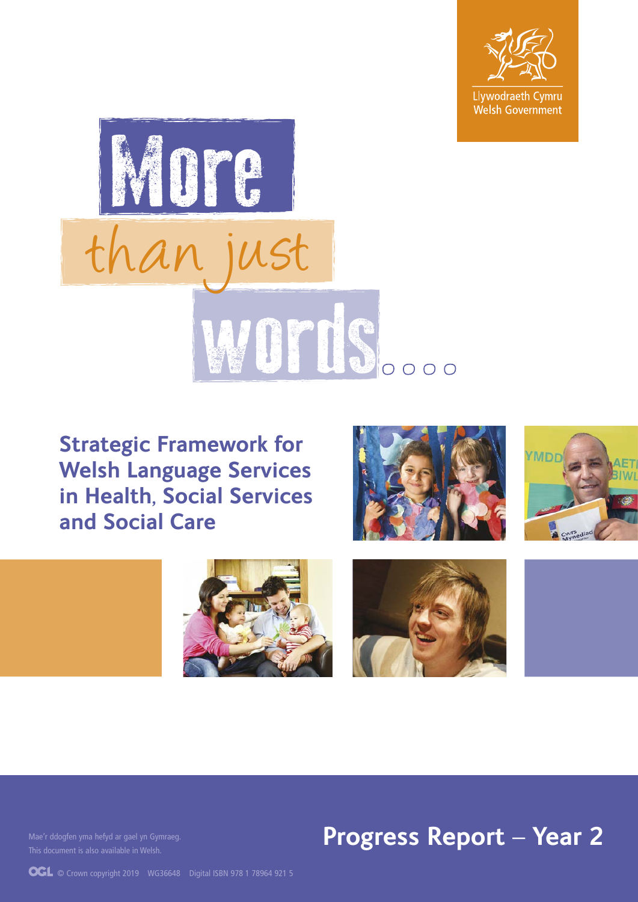Llywodraeth Cymru
Welsh Government

# More than just words....

## Strategic Framework for Welsh Language Services in Health, Social Services and Social Care

## Progress Report – Year 2

Mae'r ddogfen yma hefyd ar gael yn Gymraeg.
This document is also available in Welsh.

© Crown copyright 2019 WG36648 Digital ISBN 978 1 78964 921 5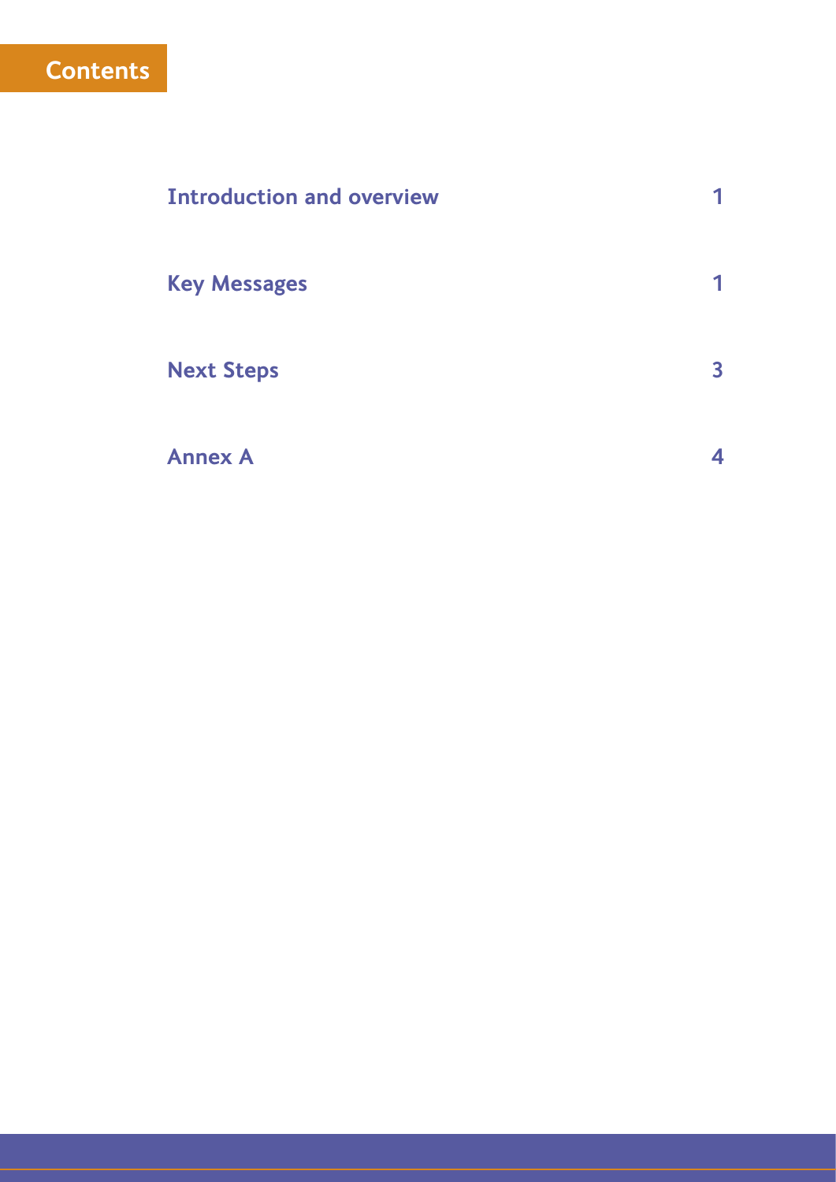# Contents

| | |
|---|---|
| Introduction and overview | 1 |
| Key Messages | 1 |
| Next Steps | 3 |
| Annex A | 4 |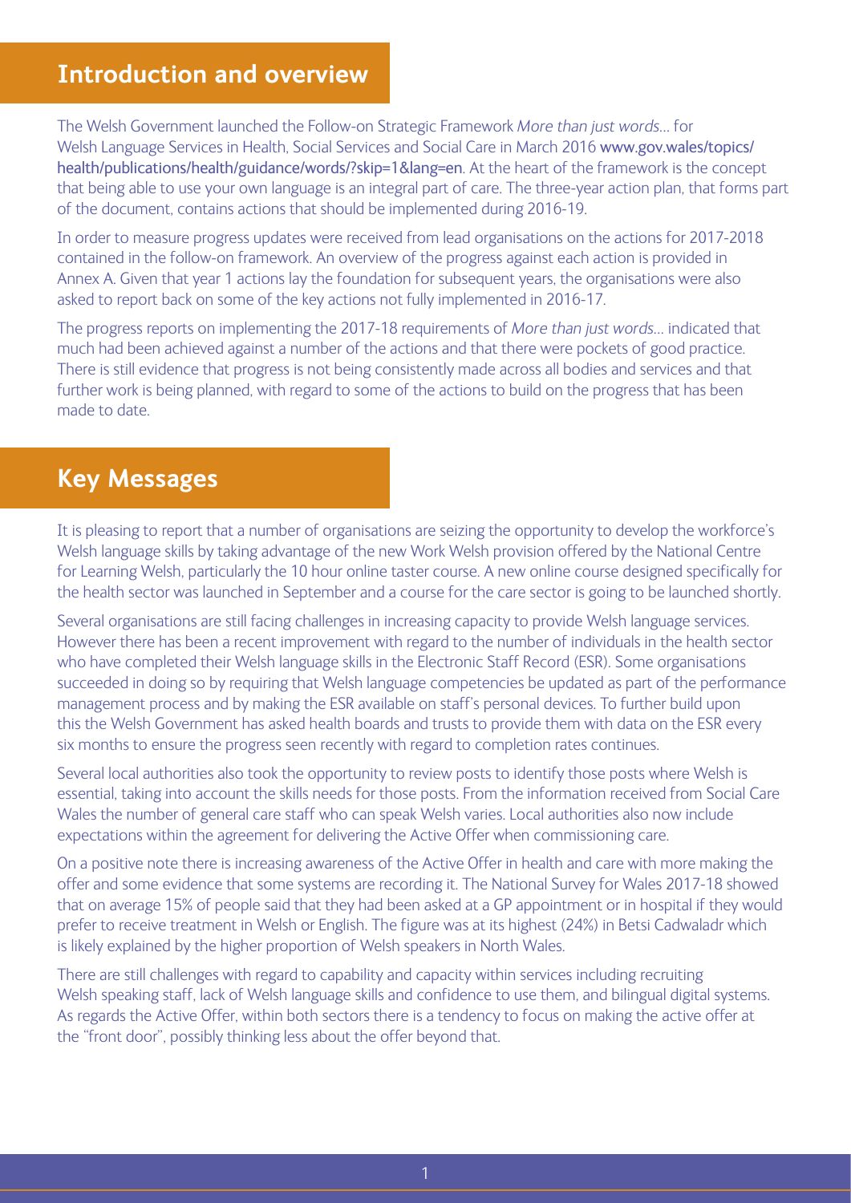## Introduction and overview

The Welsh Government launched the Follow-on Strategic Framework *More than just words…* for Welsh Language Services in Health, Social Services and Social Care in March 2016 www.gov.wales/topics/health/publications/health/guidance/words/?skip=1&lang=en. At the heart of the framework is the concept that being able to use your own language is an integral part of care. The three-year action plan, that forms part of the document, contains actions that should be implemented during 2016-19.

In order to measure progress updates were received from lead organisations on the actions for 2017-2018 contained in the follow-on framework. An overview of the progress against each action is provided in Annex A. Given that year 1 actions lay the foundation for subsequent years, the organisations were also asked to report back on some of the key actions not fully implemented in 2016-17.

The progress reports on implementing the 2017-18 requirements of *More than just words…* indicated that much had been achieved against a number of the actions and that there were pockets of good practice. There is still evidence that progress is not being consistently made across all bodies and services and that further work is being planned, with regard to some of the actions to build on the progress that has been made to date.

## Key Messages

It is pleasing to report that a number of organisations are seizing the opportunity to develop the workforce's Welsh language skills by taking advantage of the new Work Welsh provision offered by the National Centre for Learning Welsh, particularly the 10 hour online taster course. A new online course designed specifically for the health sector was launched in September and a course for the care sector is going to be launched shortly.

Several organisations are still facing challenges in increasing capacity to provide Welsh language services. However there has been a recent improvement with regard to the number of individuals in the health sector who have completed their Welsh language skills in the Electronic Staff Record (ESR). Some organisations succeeded in doing so by requiring that Welsh language competencies be updated as part of the performance management process and by making the ESR available on staff's personal devices. To further build upon this the Welsh Government has asked health boards and trusts to provide them with data on the ESR every six months to ensure the progress seen recently with regard to completion rates continues.

Several local authorities also took the opportunity to review posts to identify those posts where Welsh is essential, taking into account the skills needs for those posts. From the information received from Social Care Wales the number of general care staff who can speak Welsh varies. Local authorities also now include expectations within the agreement for delivering the Active Offer when commissioning care.

On a positive note there is increasing awareness of the Active Offer in health and care with more making the offer and some evidence that some systems are recording it. The National Survey for Wales 2017-18 showed that on average 15% of people said that they had been asked at a GP appointment or in hospital if they would prefer to receive treatment in Welsh or English. The figure was at its highest (24%) in Betsi Cadwaladr which is likely explained by the higher proportion of Welsh speakers in North Wales.

There are still challenges with regard to capability and capacity within services including recruiting Welsh speaking staff, lack of Welsh language skills and confidence to use them, and bilingual digital systems. As regards the Active Offer, within both sectors there is a tendency to focus on making the active offer at the "front door", possibly thinking less about the offer beyond that.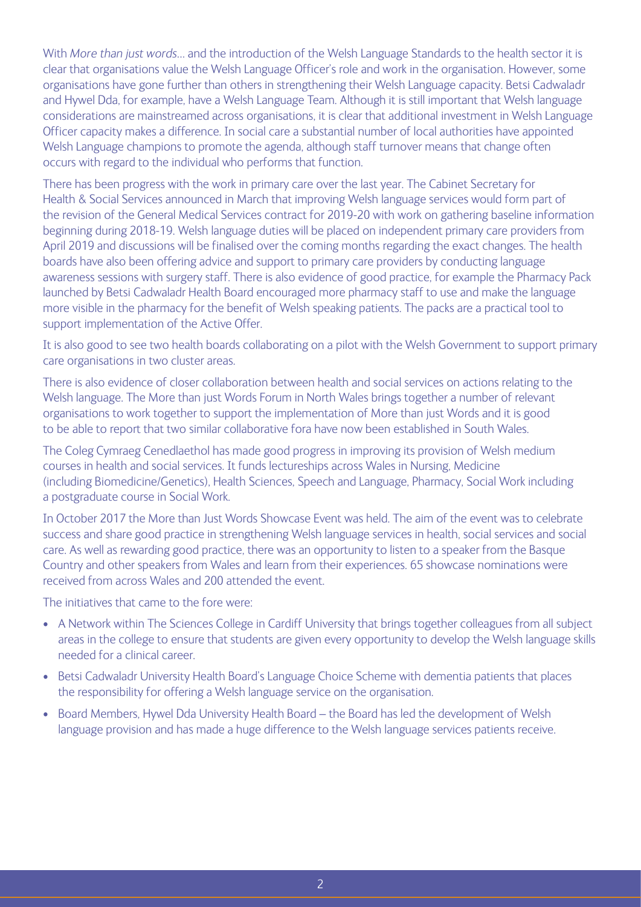With *More than just words*... and the introduction of the Welsh Language Standards to the health sector it is clear that organisations value the Welsh Language Officer's role and work in the organisation. However, some organisations have gone further than others in strengthening their Welsh Language capacity. Betsi Cadwaladr and Hywel Dda, for example, have a Welsh Language Team. Although it is still important that Welsh language considerations are mainstreamed across organisations, it is clear that additional investment in Welsh Language Officer capacity makes a difference. In social care a substantial number of local authorities have appointed Welsh Language champions to promote the agenda, although staff turnover means that change often occurs with regard to the individual who performs that function.

There has been progress with the work in primary care over the last year. The Cabinet Secretary for Health & Social Services announced in March that improving Welsh language services would form part of the revision of the General Medical Services contract for 2019-20 with work on gathering baseline information beginning during 2018-19. Welsh language duties will be placed on independent primary care providers from April 2019 and discussions will be finalised over the coming months regarding the exact changes. The health boards have also been offering advice and support to primary care providers by conducting language awareness sessions with surgery staff. There is also evidence of good practice, for example the Pharmacy Pack launched by Betsi Cadwaladr Health Board encouraged more pharmacy staff to use and make the language more visible in the pharmacy for the benefit of Welsh speaking patients. The packs are a practical tool to support implementation of the Active Offer.

It is also good to see two health boards collaborating on a pilot with the Welsh Government to support primary care organisations in two cluster areas.

There is also evidence of closer collaboration between health and social services on actions relating to the Welsh language. The More than just Words Forum in North Wales brings together a number of relevant organisations to work together to support the implementation of More than just Words and it is good to be able to report that two similar collaborative fora have now been established in South Wales.

The Coleg Cymraeg Cenedlaethol has made good progress in improving its provision of Welsh medium courses in health and social services. It funds lectureships across Wales in Nursing, Medicine (including Biomedicine/Genetics), Health Sciences, Speech and Language, Pharmacy, Social Work including a postgraduate course in Social Work.

In October 2017 the More than Just Words Showcase Event was held. The aim of the event was to celebrate success and share good practice in strengthening Welsh language services in health, social services and social care. As well as rewarding good practice, there was an opportunity to listen to a speaker from the Basque Country and other speakers from Wales and learn from their experiences. 65 showcase nominations were received from across Wales and 200 attended the event.

The initiatives that came to the fore were:

- A Network within The Sciences College in Cardiff University that brings together colleagues from all subject areas in the college to ensure that students are given every opportunity to develop the Welsh language skills needed for a clinical career.
- Betsi Cadwaladr University Health Board's Language Choice Scheme with dementia patients that places the responsibility for offering a Welsh language service on the organisation.
- Board Members, Hywel Dda University Health Board – the Board has led the development of Welsh language provision and has made a huge difference to the Welsh language services patients receive.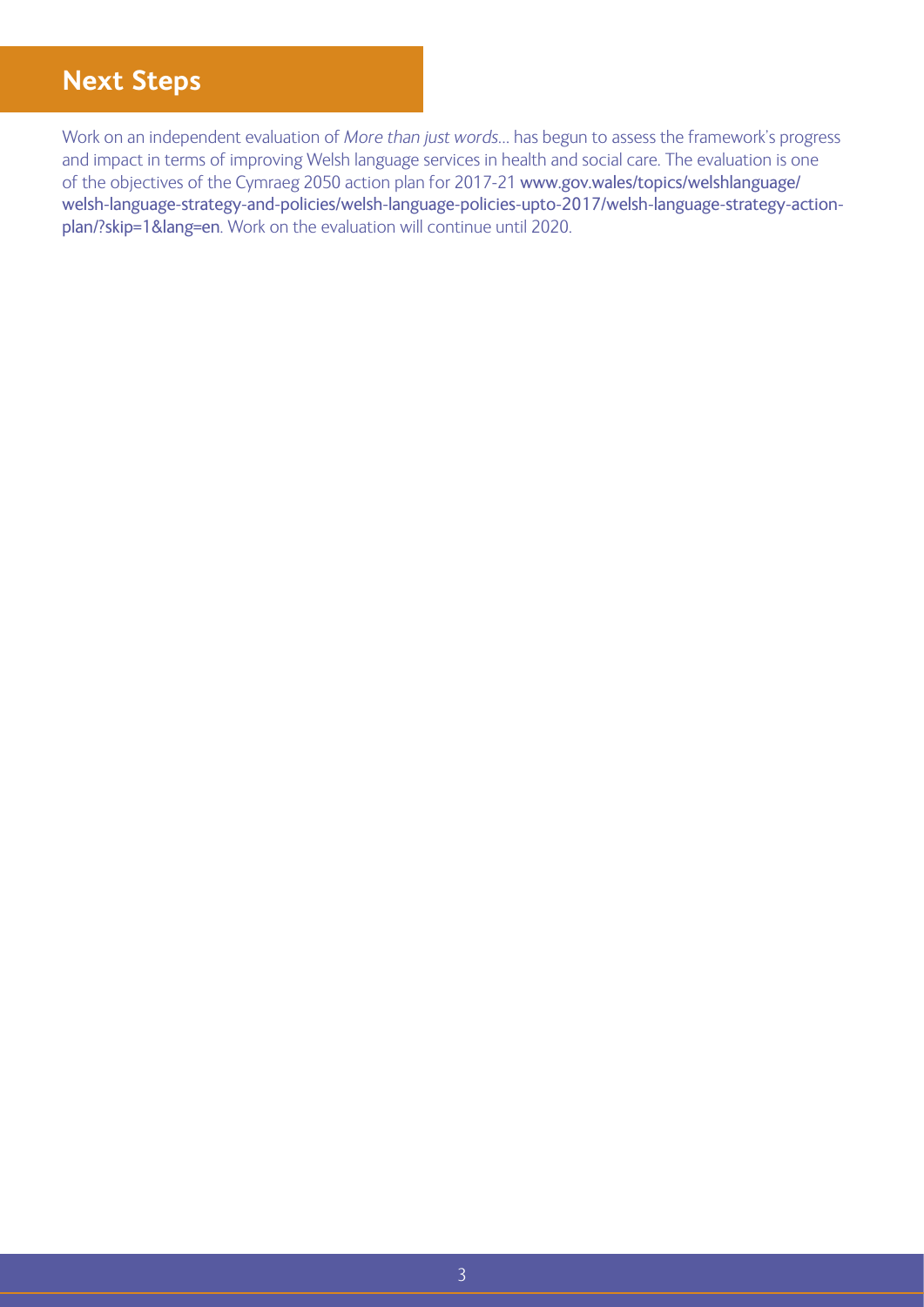## Next Steps

Work on an independent evaluation of *More than just words*... has begun to assess the framework's progress and impact in terms of improving Welsh language services in health and social care. The evaluation is one of the objectives of the Cymraeg 2050 action plan for 2017-21 www.gov.wales/topics/welshlanguage/welsh-language-strategy-and-policies/welsh-language-policies-upto-2017/welsh-language-strategy-action-plan/?skip=1&lang=en. Work on the evaluation will continue until 2020.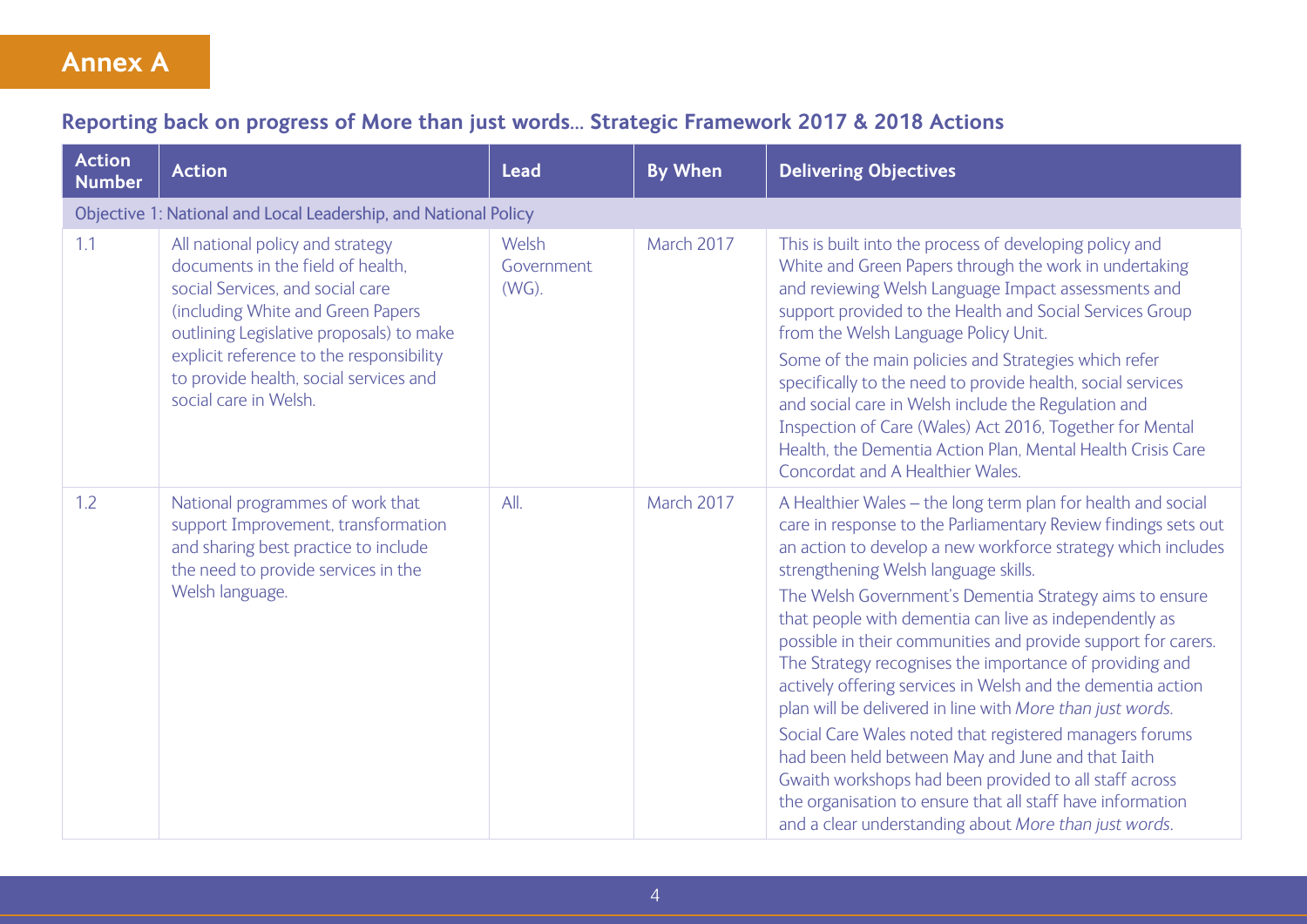# Annex A

## Reporting back on progress of More than just words... Strategic Framework 2017 & 2018 Actions

| Action Number | Action | Lead | By When | Delivering Objectives |
|---|---|---|---|---|
| Objective 1: National and Local Leadership, and National Policy | | | | |
| 1.1 | All national policy and strategy documents in the field of health, social Services, and social care (including White and Green Papers outlining Legislative proposals) to make explicit reference to the responsibility to provide health, social services and social care in Welsh. | Welsh Government (WG). | March 2017 | This is built into the process of developing policy and White and Green Papers through the work in undertaking and reviewing Welsh Language Impact assessments and support provided to the Health and Social Services Group from the Welsh Language Policy Unit. <br><br> Some of the main policies and Strategies which refer specifically to the need to provide health, social services and social care in Welsh include the Regulation and Inspection of Care (Wales) Act 2016, Together for Mental Health, the Dementia Action Plan, Mental Health Crisis Care Concordat and A Healthier Wales. |
| 1.2 | National programmes of work that support Improvement, transformation and sharing best practice to include the need to provide services in the Welsh language. | All. | March 2017 | A Healthier Wales – the long term plan for health and social care in response to the Parliamentary Review findings sets out an action to develop a new workforce strategy which includes strengthening Welsh language skills. <br><br> The Welsh Government's Dementia Strategy aims to ensure that people with dementia can live as independently as possible in their communities and provide support for carers. The Strategy recognises the importance of providing and actively offering services in Welsh and the dementia action plan will be delivered in line with *More than just words*. <br><br> Social Care Wales noted that registered managers forums had been held between May and June and that Iaith Gwaith workshops had been provided to all staff across the organisation to ensure that all staff have information and a clear understanding about *More than just words*. |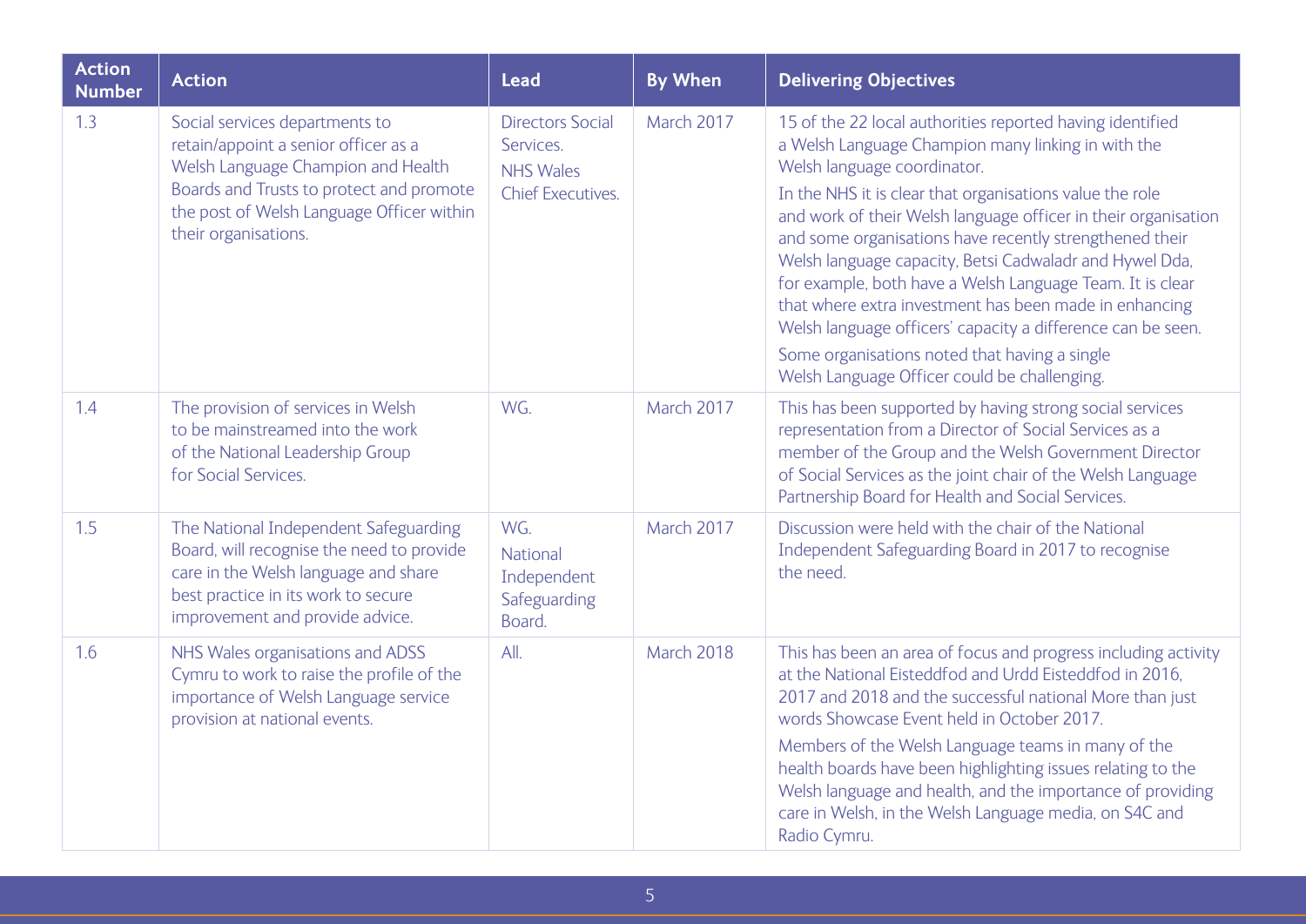| Action Number | Action | Lead | By When | Delivering Objectives |
|---|---|---|---|---|
| 1.3 | Social services departments to retain/appoint a senior officer as a Welsh Language Champion and Health Boards and Trusts to protect and promote the post of Welsh Language Officer within their organisations. | Directors Social Services. NHS Wales Chief Executives. | March 2017 | 15 of the 22 local authorities reported having identified a Welsh Language Champion many linking in with the Welsh language coordinator. In the NHS it is clear that organisations value the role and work of their Welsh language officer in their organisation and some organisations have recently strengthened their Welsh language capacity, Betsi Cadwaladr and Hywel Dda, for example, both have a Welsh Language Team. It is clear that where extra investment has been made in enhancing Welsh language officers' capacity a difference can be seen. Some organisations noted that having a single Welsh Language Officer could be challenging. |
| 1.4 | The provision of services in Welsh to be mainstreamed into the work of the National Leadership Group for Social Services. | WG. | March 2017 | This has been supported by having strong social services representation from a Director of Social Services as a member of the Group and the Welsh Government Director of Social Services as the joint chair of the Welsh Language Partnership Board for Health and Social Services. |
| 1.5 | The National Independent Safeguarding Board, will recognise the need to provide care in the Welsh language and share best practice in its work to secure improvement and provide advice. | WG. National Independent Safeguarding Board. | March 2017 | Discussion were held with the chair of the National Independent Safeguarding Board in 2017 to recognise the need. |
| 1.6 | NHS Wales organisations and ADSS Cymru to work to raise the profile of the importance of Welsh Language service provision at national events. | All. | March 2018 | This has been an area of focus and progress including activity at the National Eisteddfod and Urdd Eisteddfod in 2016, 2017 and 2018 and the successful national More than just words Showcase Event held in October 2017. Members of the Welsh Language teams in many of the health boards have been highlighting issues relating to the Welsh language and health, and the importance of providing care in Welsh, in the Welsh Language media, on S4C and Radio Cymru. |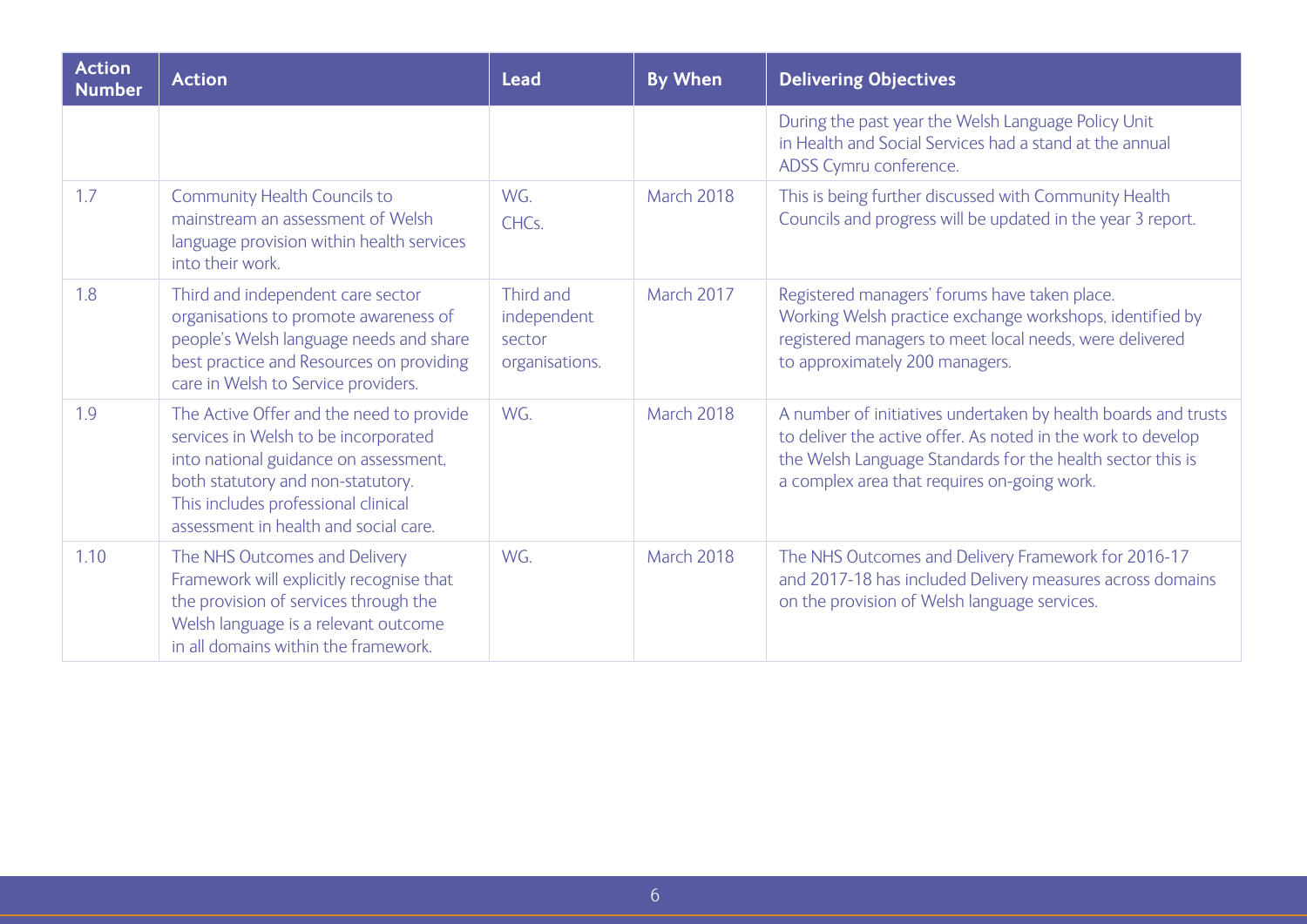| Action Number | Action | Lead | By When | Delivering Objectives |
|---|---|---|---|---|
| | | | | During the past year the Welsh Language Policy Unit in Health and Social Services had a stand at the annual ADSS Cymru conference. |
| 1.7 | Community Health Councils to mainstream an assessment of Welsh language provision within health services into their work. | WG. CHCs. | March 2018 | This is being further discussed with Community Health Councils and progress will be updated in the year 3 report. |
| 1.8 | Third and independent care sector organisations to promote awareness of people's Welsh language needs and share best practice and Resources on providing care in Welsh to Service providers. | Third and independent sector organisations. | March 2017 | Registered managers' forums have taken place. Working Welsh practice exchange workshops, identified by registered managers to meet local needs, were delivered to approximately 200 managers. |
| 1.9 | The Active Offer and the need to provide services in Welsh to be incorporated into national guidance on assessment, both statutory and non-statutory. This includes professional clinical assessment in health and social care. | WG. | March 2018 | A number of initiatives undertaken by health boards and trusts to deliver the active offer. As noted in the work to develop the Welsh Language Standards for the health sector this is a complex area that requires on-going work. |
| 1.10 | The NHS Outcomes and Delivery Framework will explicitly recognise that the provision of services through the Welsh language is a relevant outcome in all domains within the framework. | WG. | March 2018 | The NHS Outcomes and Delivery Framework for 2016-17 and 2017-18 has included Delivery measures across domains on the provision of Welsh language services. |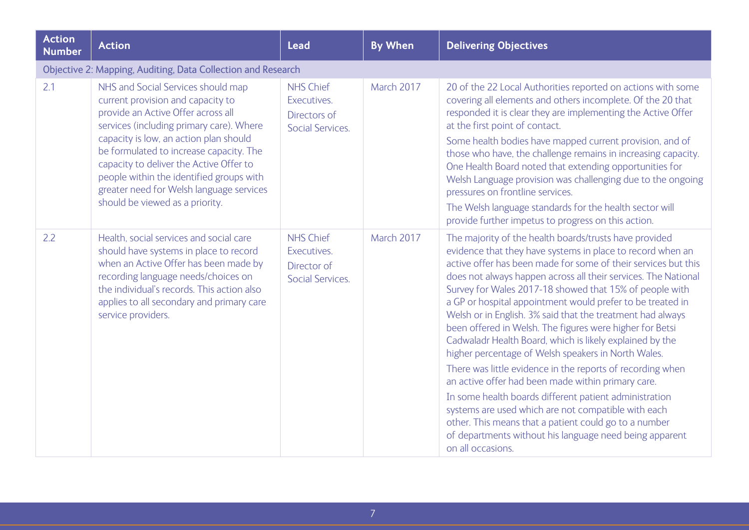| Action Number | Action | Lead | By When | Delivering Objectives |
|---|---|---|---|---|
| Objective 2: Mapping, Auditing, Data Collection and Research | | | | |
| 2.1 | NHS and Social Services should map current provision and capacity to provide an Active Offer across all services (including primary care). Where capacity is low, an action plan should be formulated to increase capacity. The capacity to deliver the Active Offer to people within the identified groups with greater need for Welsh language services should be viewed as a priority. | NHS Chief Executives. Directors of Social Services. | March 2017 | 20 of the 22 Local Authorities reported on actions with some covering all elements and others incomplete. Of the 20 that responded it is clear they are implementing the Active Offer at the first point of contact. Some health bodies have mapped current provision, and of those who have, the challenge remains in increasing capacity. One Health Board noted that extending opportunities for Welsh Language provision was challenging due to the ongoing pressures on frontline services. The Welsh language standards for the health sector will provide further impetus to progress on this action. |
| 2.2 | Health, social services and social care should have systems in place to record when an Active Offer has been made by recording language needs/choices on the individual's records. This action also applies to all secondary and primary care service providers. | NHS Chief Executives. Director of Social Services. | March 2017 | The majority of the health boards/trusts have provided evidence that they have systems in place to record when an active offer has been made for some of their services but this does not always happen across all their services. The National Survey for Wales 2017-18 showed that 15% of people with a GP or hospital appointment would prefer to be treated in Welsh or in English. 3% said that the treatment had always been offered in Welsh. The figures were higher for Betsi Cadwaladr Health Board, which is likely explained by the higher percentage of Welsh speakers in North Wales. There was little evidence in the reports of recording when an active offer had been made within primary care. In some health boards different patient administration systems are used which are not compatible with each other. This means that a patient could go to a number of departments without his language need being apparent on all occasions. |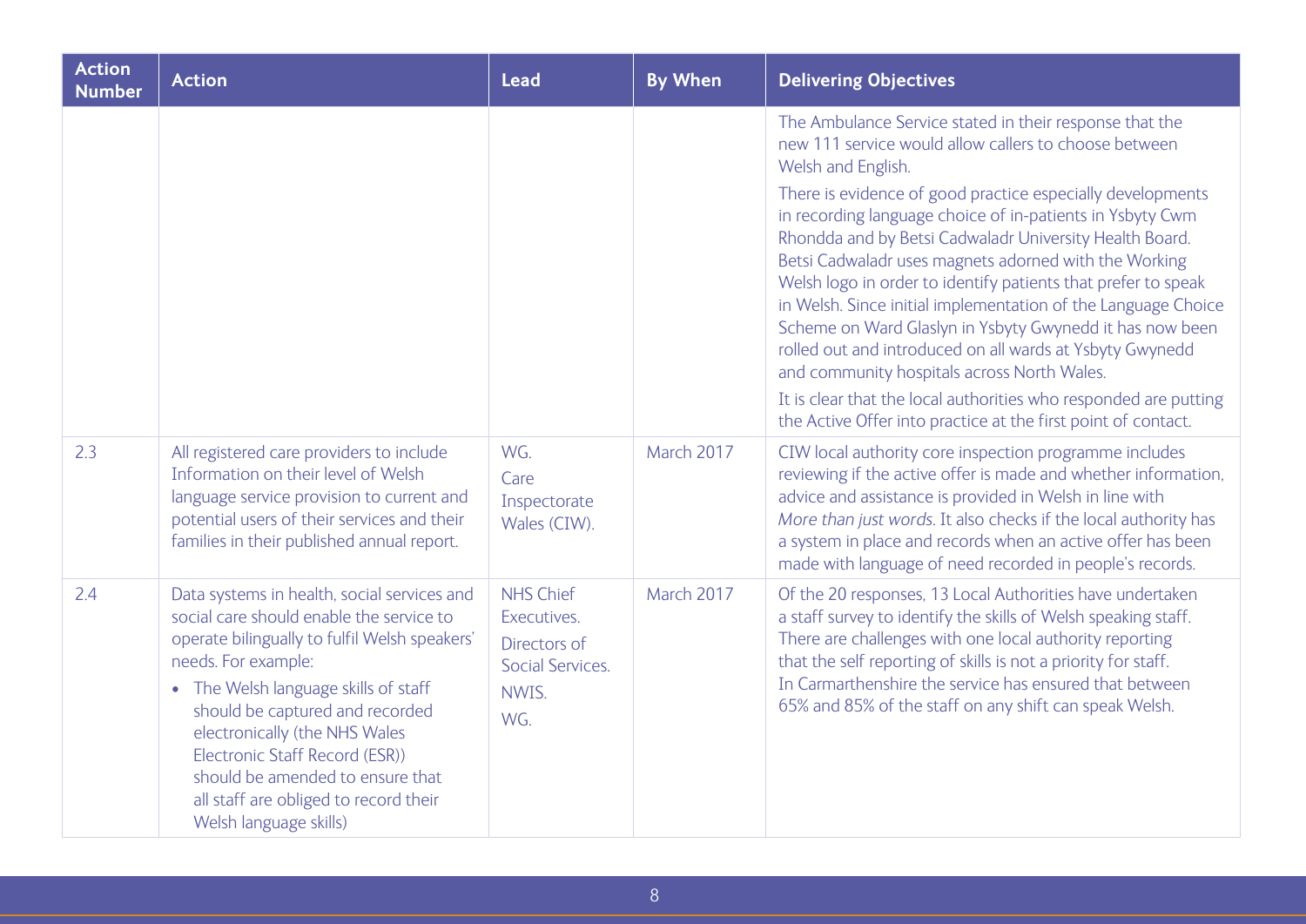| Action Number | Action | Lead | By When | Delivering Objectives |
|---|---|---|---|---|
| | | | | The Ambulance Service stated in their response that the new 111 service would allow callers to choose between Welsh and English.<br><br>There is evidence of good practice especially developments in recording language choice of in-patients in Ysbyty Cwm Rhondda and by Betsi Cadwaladr University Health Board. Betsi Cadwaladr uses magnets adorned with the Working Welsh logo in order to identify patients that prefer to speak in Welsh. Since initial implementation of the Language Choice Scheme on Ward Glaslyn in Ysbyty Gwynedd it has now been rolled out and introduced on all wards at Ysbyty Gwynedd and community hospitals across North Wales.<br><br>It is clear that the local authorities who responded are putting the Active Offer into practice at the first point of contact. |
| 2.3 | All registered care providers to include Information on their level of Welsh language service provision to current and potential users of their services and their families in their published annual report. | WG.<br>Care Inspectorate Wales (CIW). | March 2017 | CIW local authority core inspection programme includes reviewing if the active offer is made and whether information, advice and assistance is provided in Welsh in line with *More than just words*. It also checks if the local authority has a system in place and records when an active offer has been made with language of need recorded in people's records. |
| 2.4 | Data systems in health, social services and social care should enable the service to operate bilingually to fulfil Welsh speakers' needs. For example:<br>• The Welsh language skills of staff should be captured and recorded electronically (the NHS Wales Electronic Staff Record (ESR)) should be amended to ensure that all staff are obliged to record their Welsh language skills) | NHS Chief Executives.<br>Directors of Social Services.<br>NWIS.<br>WG. | March 2017 | Of the 20 responses, 13 Local Authorities have undertaken a staff survey to identify the skills of Welsh speaking staff. There are challenges with one local authority reporting that the self reporting of skills is not a priority for staff. In Carmarthenshire the service has ensured that between 65% and 85% of the staff on any shift can speak Welsh. |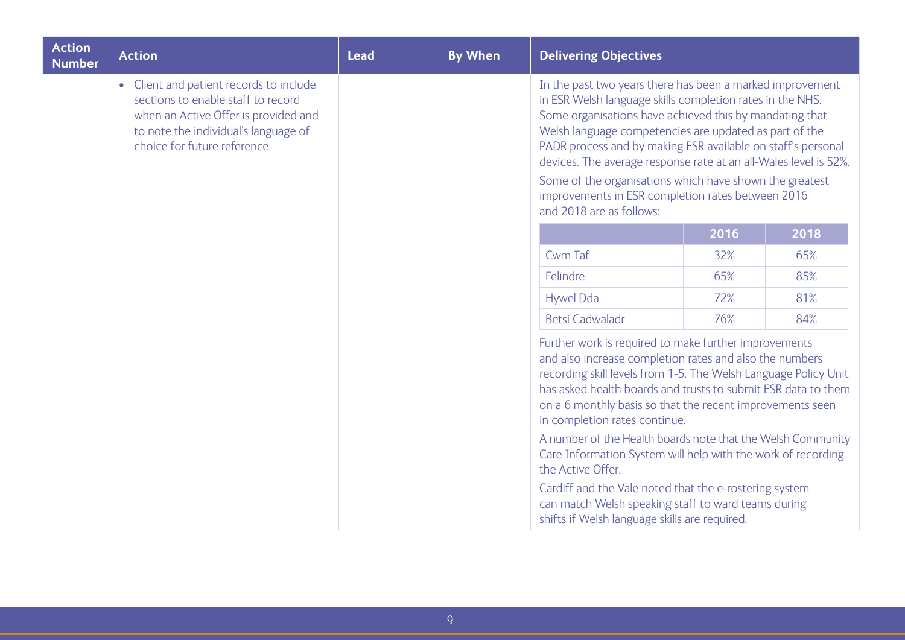| Action Number | Action | Lead | By When | Delivering Objectives |
|---|---|---|---|---|
| | • Client and patient records to include sections to enable staff to record when an Active Offer is provided and to note the individual's language of choice for future reference. | | | In the past two years there has been a marked improvement in ESR Welsh language skills completion rates in the NHS. Some organisations have achieved this by mandating that Welsh language competencies are updated as part of the PADR process and by making ESR available on staff's personal devices. The average response rate at an all-Wales level is 52%. Some of the organisations which have shown the greatest improvements in ESR completion rates between 2016 and 2018 are as follows: |

| | 2016 | 2018 |
|---|---|---|
| Cwm Taf | 32% | 65% |
| Felindre | 65% | 85% |
| Hywel Dda | 72% | 81% |
| Betsi Cadwaladr | 76% | 84% |

Further work is required to make further improvements and also increase completion rates and also the numbers recording skill levels from 1-5. The Welsh Language Policy Unit has asked health boards and trusts to submit ESR data to them on a 6 monthly basis so that the recent improvements seen in completion rates continue.

A number of the Health boards note that the Welsh Community Care Information System will help with the work of recording the Active Offer.

Cardiff and the Vale noted that the e-rostering system can match Welsh speaking staff to ward teams during shifts if Welsh language skills are required.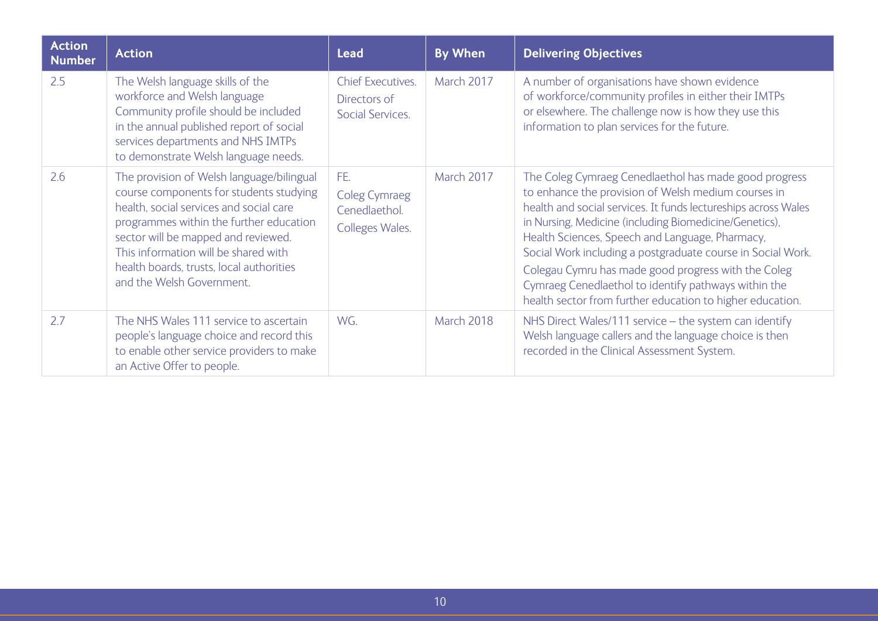| Action Number | Action | Lead | By When | Delivering Objectives |
|---|---|---|---|---|
| 2.5 | The Welsh language skills of the workforce and Welsh language Community profile should be included in the annual published report of social services departments and NHS IMTPs to demonstrate Welsh language needs. | Chief Executives. Directors of Social Services. | March 2017 | A number of organisations have shown evidence of workforce/community profiles in either their IMTPs or elsewhere. The challenge now is how they use this information to plan services for the future. |
| 2.6 | The provision of Welsh language/bilingual course components for students studying health, social services and social care programmes within the further education sector will be mapped and reviewed. This information will be shared with health boards, trusts, local authorities and the Welsh Government. | FE. Coleg Cymraeg Cenedlaethol. Colleges Wales. | March 2017 | The Coleg Cymraeg Cenedlaethol has made good progress to enhance the provision of Welsh medium courses in health and social services. It funds lectureships across Wales in Nursing, Medicine (including Biomedicine/Genetics), Health Sciences, Speech and Language, Pharmacy, Social Work including a postgraduate course in Social Work. Colegau Cymru has made good progress with the Coleg Cymraeg Cenedlaethol to identify pathways within the health sector from further education to higher education. |
| 2.7 | The NHS Wales 111 service to ascertain people's language choice and record this to enable other service providers to make an Active Offer to people. | WG. | March 2018 | NHS Direct Wales/111 service – the system can identify Welsh language callers and the language choice is then recorded in the Clinical Assessment System. |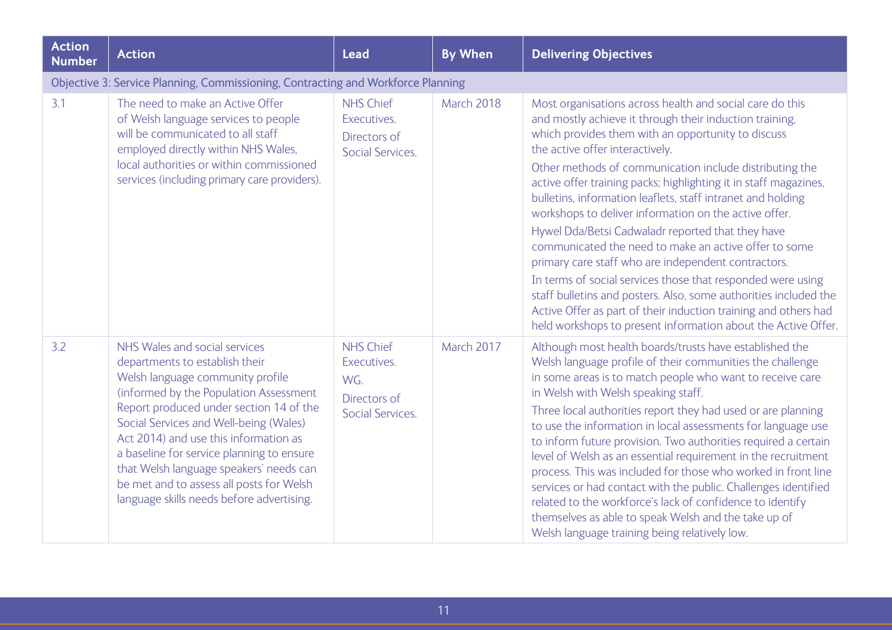| Action Number | Action | Lead | By When | Delivering Objectives |
|---|---|---|---|---|
| Objective 3: Service Planning, Commissioning, Contracting and Workforce Planning | | | | |
| 3.1 | The need to make an Active Offer of Welsh language services to people will be communicated to all staff employed directly within NHS Wales, local authorities or within commissioned services (including primary care providers). | NHS Chief Executives.<br>Directors of Social Services. | March 2018 | Most organisations across health and social care do this and mostly achieve it through their induction training, which provides them with an opportunity to discuss the active offer interactively.<br>Other methods of communication include distributing the active offer training packs; highlighting it in staff magazines, bulletins, information leaflets, staff intranet and holding workshops to deliver information on the active offer.<br>Hywel Dda/Betsi Cadwaladr reported that they have communicated the need to make an active offer to some primary care staff who are independent contractors.<br>In terms of social services those that responded were using staff bulletins and posters. Also, some authorities included the Active Offer as part of their induction training and others had held workshops to present information about the Active Offer. |
| 3.2 | NHS Wales and social services departments to establish their Welsh language community profile (informed by the Population Assessment Report produced under section 14 of the Social Services and Well-being (Wales) Act 2014) and use this information as a baseline for service planning to ensure that Welsh language speakers' needs can be met and to assess all posts for Welsh language skills needs before advertising. | NHS Chief Executives.<br>WG.<br>Directors of Social Services. | March 2017 | Although most health boards/trusts have established the Welsh language profile of their communities the challenge in some areas is to match people who want to receive care in Welsh with Welsh speaking staff.<br>Three local authorities report they had used or are planning to use the information in local assessments for language use to inform future provision. Two authorities required a certain level of Welsh as an essential requirement in the recruitment process. This was included for those who worked in front line services or had contact with the public. Challenges identified related to the workforce's lack of confidence to identify themselves as able to speak Welsh and the take up of Welsh language training being relatively low. |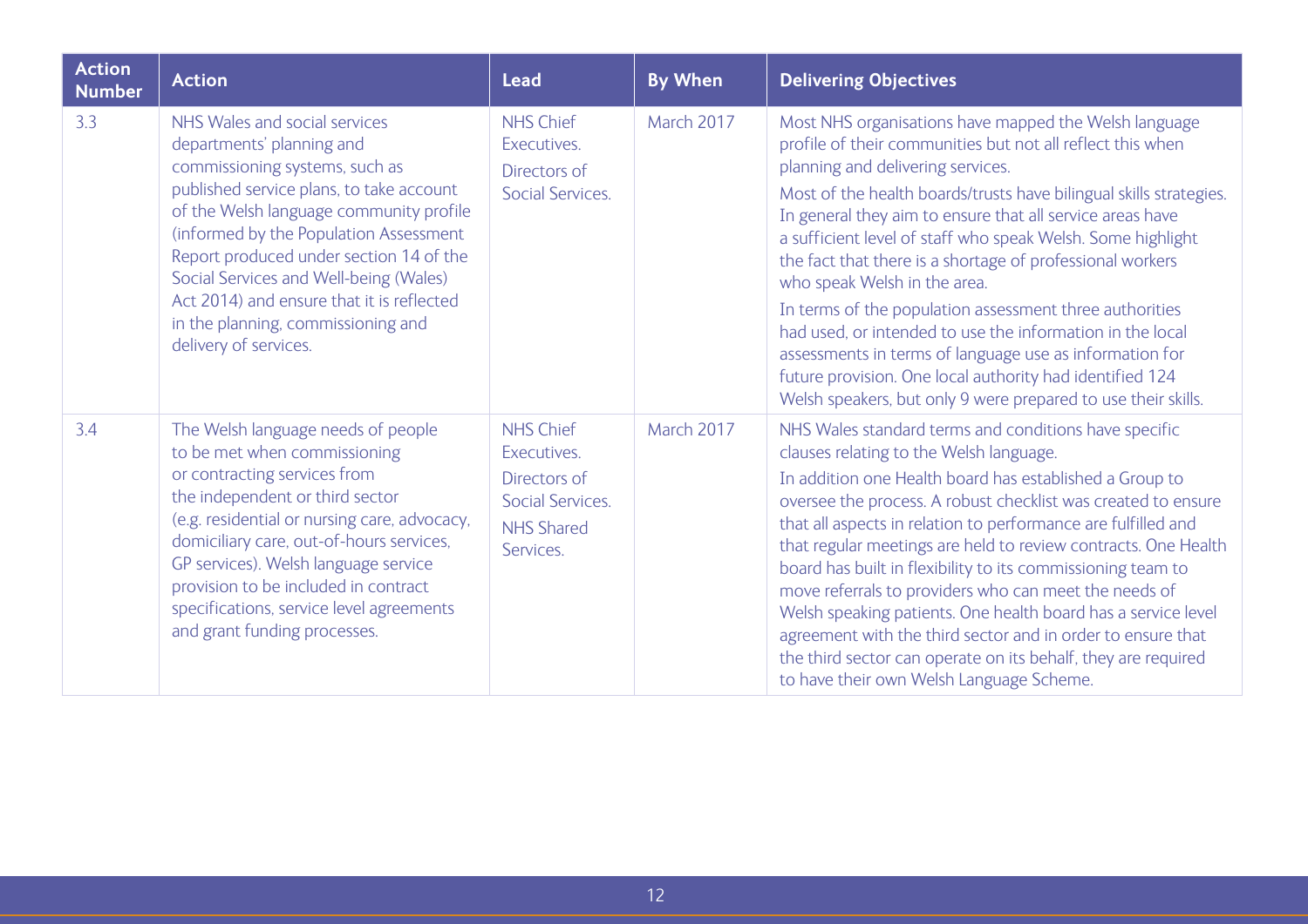| Action Number | Action | Lead | By When | Delivering Objectives |
|---|---|---|---|---|
| 3.3 | NHS Wales and social services departments' planning and commissioning systems, such as published service plans, to take account of the Welsh language community profile (informed by the Population Assessment Report produced under section 14 of the Social Services and Well-being (Wales) Act 2014) and ensure that it is reflected in the planning, commissioning and delivery of services. | NHS Chief Executives. Directors of Social Services. | March 2017 | Most NHS organisations have mapped the Welsh language profile of their communities but not all reflect this when planning and delivering services. Most of the health boards/trusts have bilingual skills strategies. In general they aim to ensure that all service areas have a sufficient level of staff who speak Welsh. Some highlight the fact that there is a shortage of professional workers who speak Welsh in the area. In terms of the population assessment three authorities had used, or intended to use the information in the local assessments in terms of language use as information for future provision. One local authority had identified 124 Welsh speakers, but only 9 were prepared to use their skills. |
| 3.4 | The Welsh language needs of people to be met when commissioning or contracting services from the independent or third sector (e.g. residential or nursing care, advocacy, domiciliary care, out-of-hours services, GP services). Welsh language service provision to be included in contract specifications, service level agreements and grant funding processes. | NHS Chief Executives. Directors of Social Services. NHS Shared Services. | March 2017 | NHS Wales standard terms and conditions have specific clauses relating to the Welsh language. In addition one Health board has established a Group to oversee the process. A robust checklist was created to ensure that all aspects in relation to performance are fulfilled and that regular meetings are held to review contracts. One Health board has built in flexibility to its commissioning team to move referrals to providers who can meet the needs of Welsh speaking patients. One health board has a service level agreement with the third sector and in order to ensure that the third sector can operate on its behalf, they are required to have their own Welsh Language Scheme. |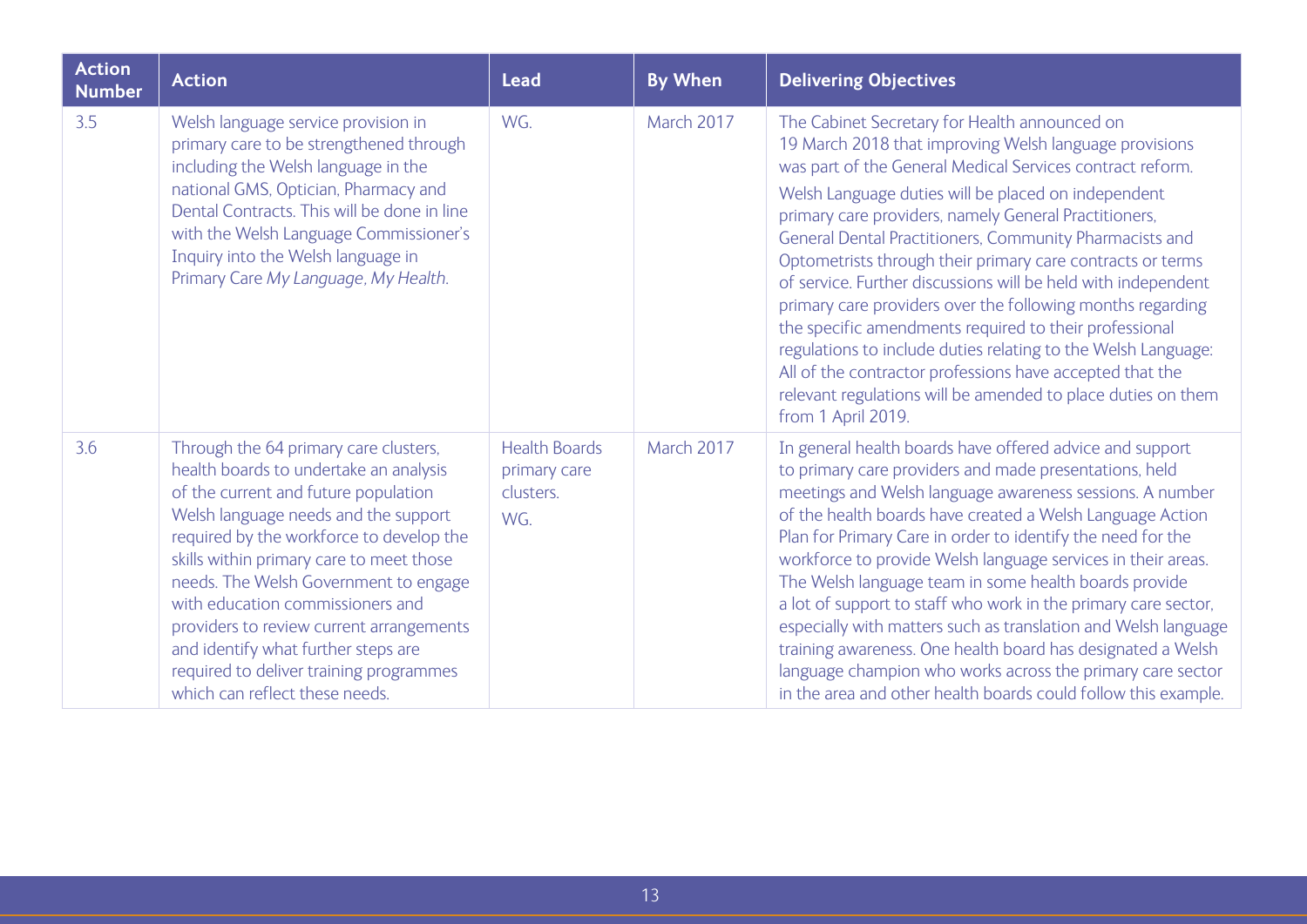| Action Number | Action | Lead | By When | Delivering Objectives |
|---|---|---|---|---|
| 3.5 | Welsh language service provision in primary care to be strengthened through including the Welsh language in the national GMS, Optician, Pharmacy and Dental Contracts. This will be done in line with the Welsh Language Commissioner's Inquiry into the Welsh language in Primary Care *My Language, My Health*. | WG. | March 2017 | The Cabinet Secretary for Health announced on 19 March 2018 that improving Welsh language provisions was part of the General Medical Services contract reform. Welsh Language duties will be placed on independent primary care providers, namely General Practitioners, General Dental Practitioners, Community Pharmacists and Optometrists through their primary care contracts or terms of service. Further discussions will be held with independent primary care providers over the following months regarding the specific amendments required to their professional regulations to include duties relating to the Welsh Language: All of the contractor professions have accepted that the relevant regulations will be amended to place duties on them from 1 April 2019. |
| 3.6 | Through the 64 primary care clusters, health boards to undertake an analysis of the current and future population Welsh language needs and the support required by the workforce to develop the skills within primary care to meet those needs. The Welsh Government to engage with education commissioners and providers to review current arrangements and identify what further steps are required to deliver training programmes which can reflect these needs. | Health Boards primary care clusters. WG. | March 2017 | In general health boards have offered advice and support to primary care providers and made presentations, held meetings and Welsh language awareness sessions. A number of the health boards have created a Welsh Language Action Plan for Primary Care in order to identify the need for the workforce to provide Welsh language services in their areas. The Welsh language team in some health boards provide a lot of support to staff who work in the primary care sector, especially with matters such as translation and Welsh language training awareness. One health board has designated a Welsh language champion who works across the primary care sector in the area and other health boards could follow this example. |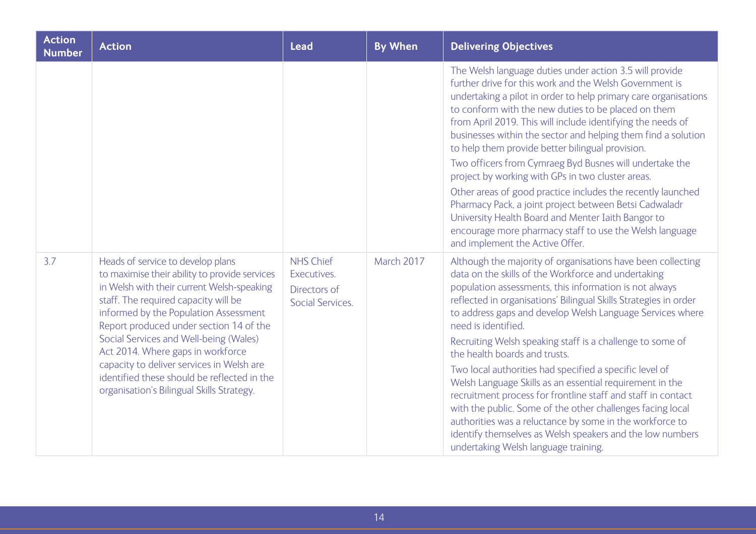| Action Number | Action | Lead | By When | Delivering Objectives |
|---|---|---|---|---|
| | | | | The Welsh language duties under action 3.5 will provide further drive for this work and the Welsh Government is undertaking a pilot in order to help primary care organisations to conform with the new duties to be placed on them from April 2019. This will include identifying the needs of businesses within the sector and helping them find a solution to help them provide better bilingual provision.<br><br>Two officers from Cymraeg Byd Busnes will undertake the project by working with GPs in two cluster areas.<br><br>Other areas of good practice includes the recently launched Pharmacy Pack, a joint project between Betsi Cadwaladr University Health Board and Menter Iaith Bangor to encourage more pharmacy staff to use the Welsh language and implement the Active Offer. |
| 3.7 | Heads of service to develop plans to maximise their ability to provide services in Welsh with their current Welsh-speaking staff. The required capacity will be informed by the Population Assessment Report produced under section 14 of the Social Services and Well-being (Wales) Act 2014. Where gaps in workforce capacity to deliver services in Welsh are identified these should be reflected in the organisation's Bilingual Skills Strategy. | NHS Chief Executives.<br><br>Directors of Social Services. | March 2017 | Although the majority of organisations have been collecting data on the skills of the Workforce and undertaking population assessments, this information is not always reflected in organisations' Bilingual Skills Strategies in order to address gaps and develop Welsh Language Services where need is identified.<br><br>Recruiting Welsh speaking staff is a challenge to some of the health boards and trusts.<br><br>Two local authorities had specified a specific level of Welsh Language Skills as an essential requirement in the recruitment process for frontline staff and staff in contact with the public. Some of the other challenges facing local authorities was a reluctance by some in the workforce to identify themselves as Welsh speakers and the low numbers undertaking Welsh language training. |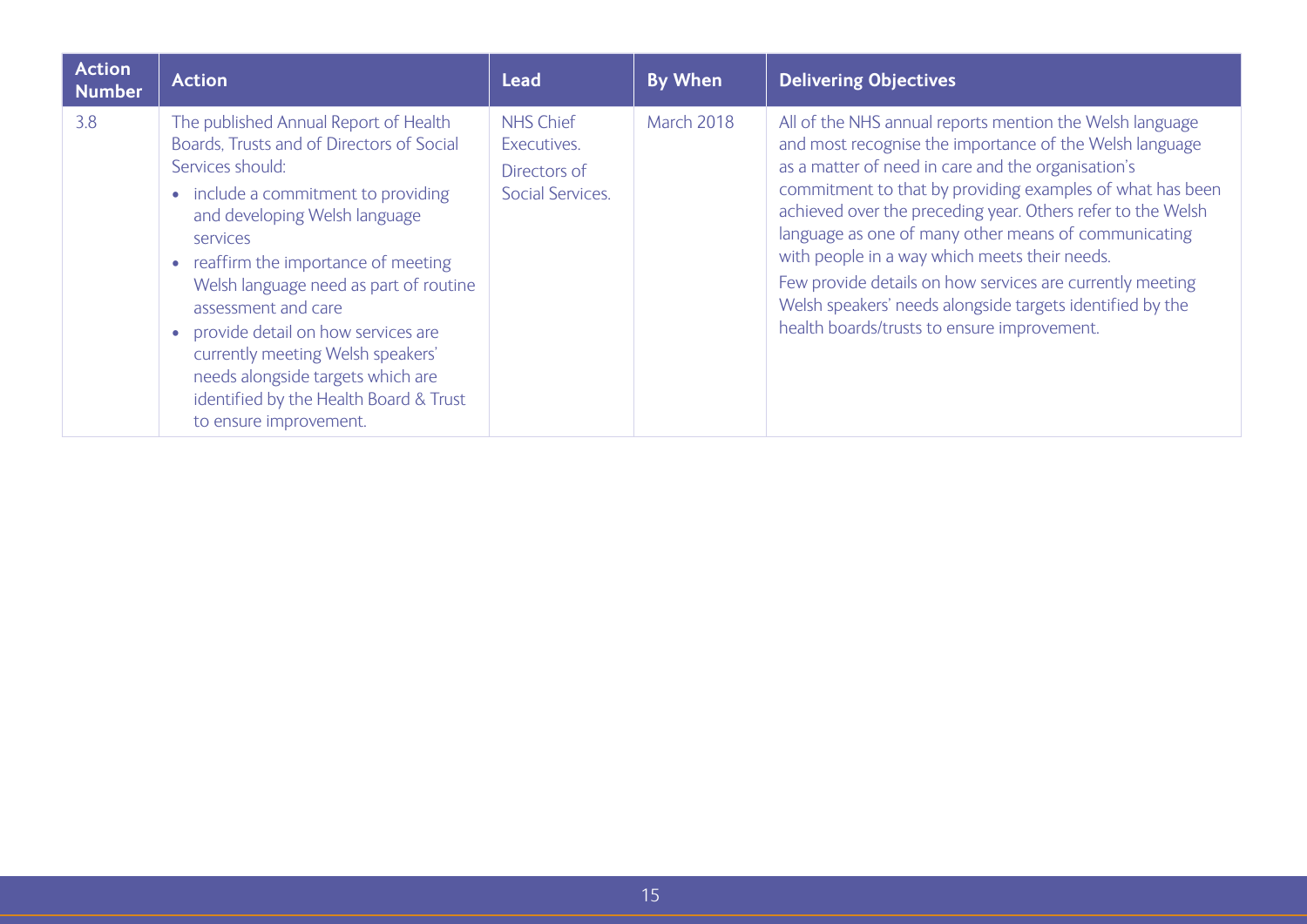| Action Number | Action | Lead | By When | Delivering Objectives |
|---|---|---|---|---|
| 3.8 | The published Annual Report of Health Boards, Trusts and of Directors of Social Services should:<br>• include a commitment to providing and developing Welsh language services<br>• reaffirm the importance of meeting Welsh language need as part of routine assessment and care<br>• provide detail on how services are currently meeting Welsh speakers' needs alongside targets which are identified by the Health Board & Trust to ensure improvement. | NHS Chief Executives.<br>Directors of Social Services. | March 2018 | All of the NHS annual reports mention the Welsh language and most recognise the importance of the Welsh language as a matter of need in care and the organisation's commitment to that by providing examples of what has been achieved over the preceding year. Others refer to the Welsh language as one of many other means of communicating with people in a way which meets their needs.<br>Few provide details on how services are currently meeting Welsh speakers' needs alongside targets identified by the health boards/trusts to ensure improvement. |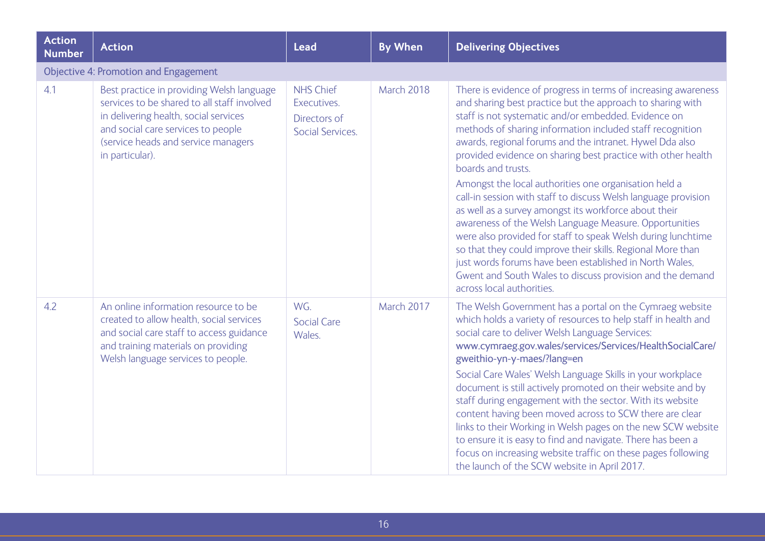| Action Number | Action | Lead | By When | Delivering Objectives |
|---|---|---|---|---|
| Objective 4: Promotion and Engagement | | | | |
| 4.1 | Best practice in providing Welsh language services to be shared to all staff involved in delivering health, social services and social care services to people (service heads and service managers in particular). | NHS Chief Executives.<br><br>Directors of Social Services. | March 2018 | There is evidence of progress in terms of increasing awareness and sharing best practice but the approach to sharing with staff is not systematic and/or embedded. Evidence on methods of sharing information included staff recognition awards, regional forums and the intranet. Hywel Dda also provided evidence on sharing best practice with other health boards and trusts.<br><br>Amongst the local authorities one organisation held a call-in session with staff to discuss Welsh language provision as well as a survey amongst its workforce about their awareness of the Welsh Language Measure. Opportunities were also provided for staff to speak Welsh during lunchtime so that they could improve their skills. Regional More than just words forums have been established in North Wales, Gwent and South Wales to discuss provision and the demand across local authorities. |
| 4.2 | An online information resource to be created to allow health, social services and social care staff to access guidance and training materials on providing Welsh language services to people. | WG.<br><br>Social Care Wales. | March 2017 | The Welsh Government has a portal on the Cymraeg website which holds a variety of resources to help staff in health and social care to deliver Welsh Language Services: www.cymraeg.gov.wales/services/Services/HealthSocialCare/gweithio-yn-y-maes/?lang=en<br><br>Social Care Wales' Welsh Language Skills in your workplace document is still actively promoted on their website and by staff during engagement with the sector. With its website content having been moved across to SCW there are clear links to their Working in Welsh pages on the new SCW website to ensure it is easy to find and navigate. There has been a focus on increasing website traffic on these pages following the launch of the SCW website in April 2017. |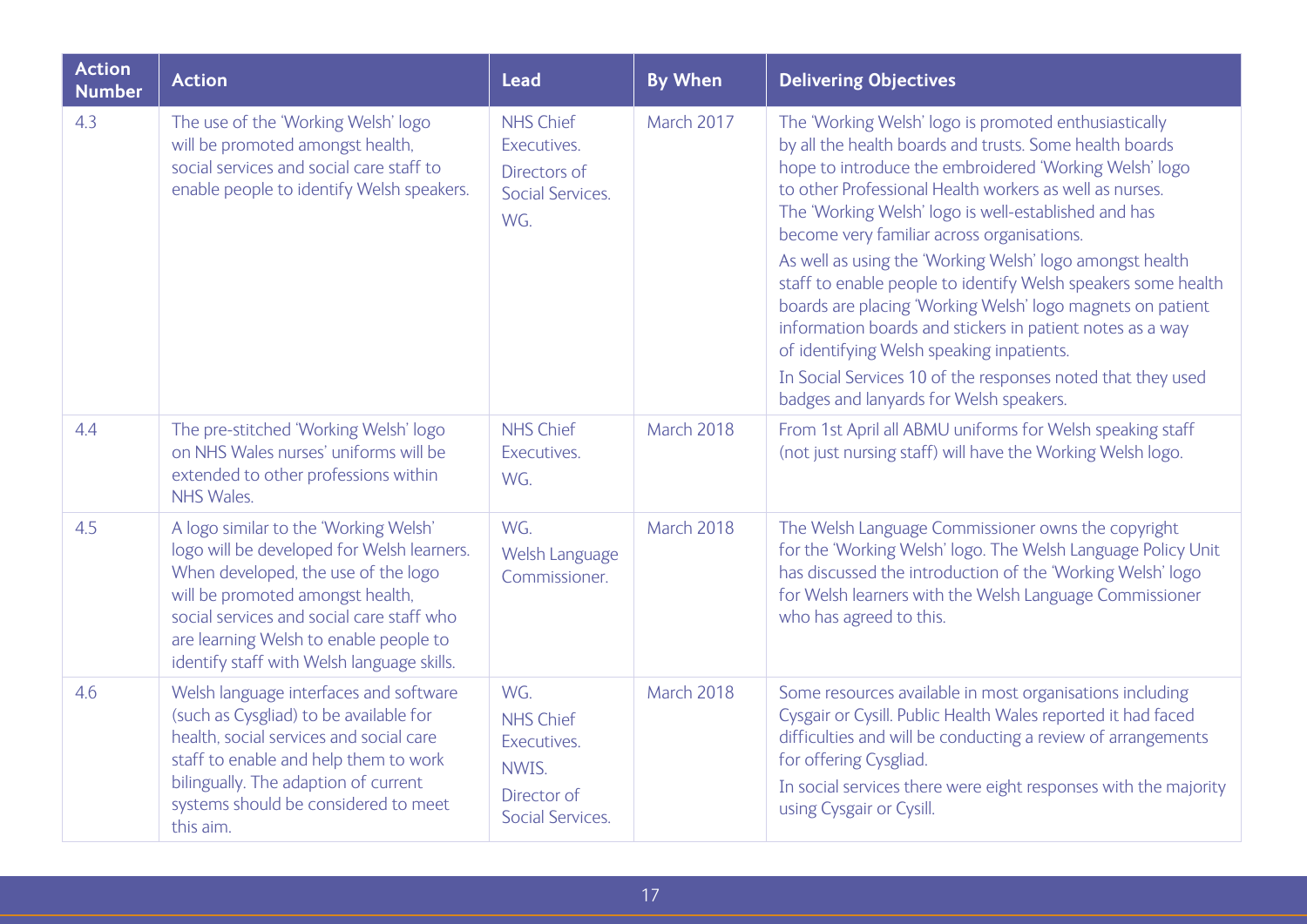| Action Number | Action | Lead | By When | Delivering Objectives |
|---|---|---|---|---|
| 4.3 | The use of the 'Working Welsh' logo will be promoted amongst health, social services and social care staff to enable people to identify Welsh speakers. | NHS Chief Executives. Directors of Social Services. WG. | March 2017 | The 'Working Welsh' logo is promoted enthusiastically by all the health boards and trusts. Some health boards hope to introduce the embroidered 'Working Welsh' logo to other Professional Health workers as well as nurses. The 'Working Welsh' logo is well-established and has become very familiar across organisations. As well as using the 'Working Welsh' logo amongst health staff to enable people to identify Welsh speakers some health boards are placing 'Working Welsh' logo magnets on patient information boards and stickers in patient notes as a way of identifying Welsh speaking inpatients. In Social Services 10 of the responses noted that they used badges and lanyards for Welsh speakers. |
| 4.4 | The pre-stitched 'Working Welsh' logo on NHS Wales nurses' uniforms will be extended to other professions within NHS Wales. | NHS Chief Executives. WG. | March 2018 | From 1st April all ABMU uniforms for Welsh speaking staff (not just nursing staff) will have the Working Welsh logo. |
| 4.5 | A logo similar to the 'Working Welsh' logo will be developed for Welsh learners. When developed, the use of the logo will be promoted amongst health, social services and social care staff who are learning Welsh to enable people to identify staff with Welsh language skills. | WG. Welsh Language Commissioner. | March 2018 | The Welsh Language Commissioner owns the copyright for the 'Working Welsh' logo. The Welsh Language Policy Unit has discussed the introduction of the 'Working Welsh' logo for Welsh learners with the Welsh Language Commissioner who has agreed to this. |
| 4.6 | Welsh language interfaces and software (such as Cysgliad) to be available for health, social services and social care staff to enable and help them to work bilingually. The adaption of current systems should be considered to meet this aim. | WG. NHS Chief Executives. NWIS. Director of Social Services. | March 2018 | Some resources available in most organisations including Cysgair or Cysill. Public Health Wales reported it had faced difficulties and will be conducting a review of arrangements for offering Cysgliad. In social services there were eight responses with the majority using Cysgair or Cysill. |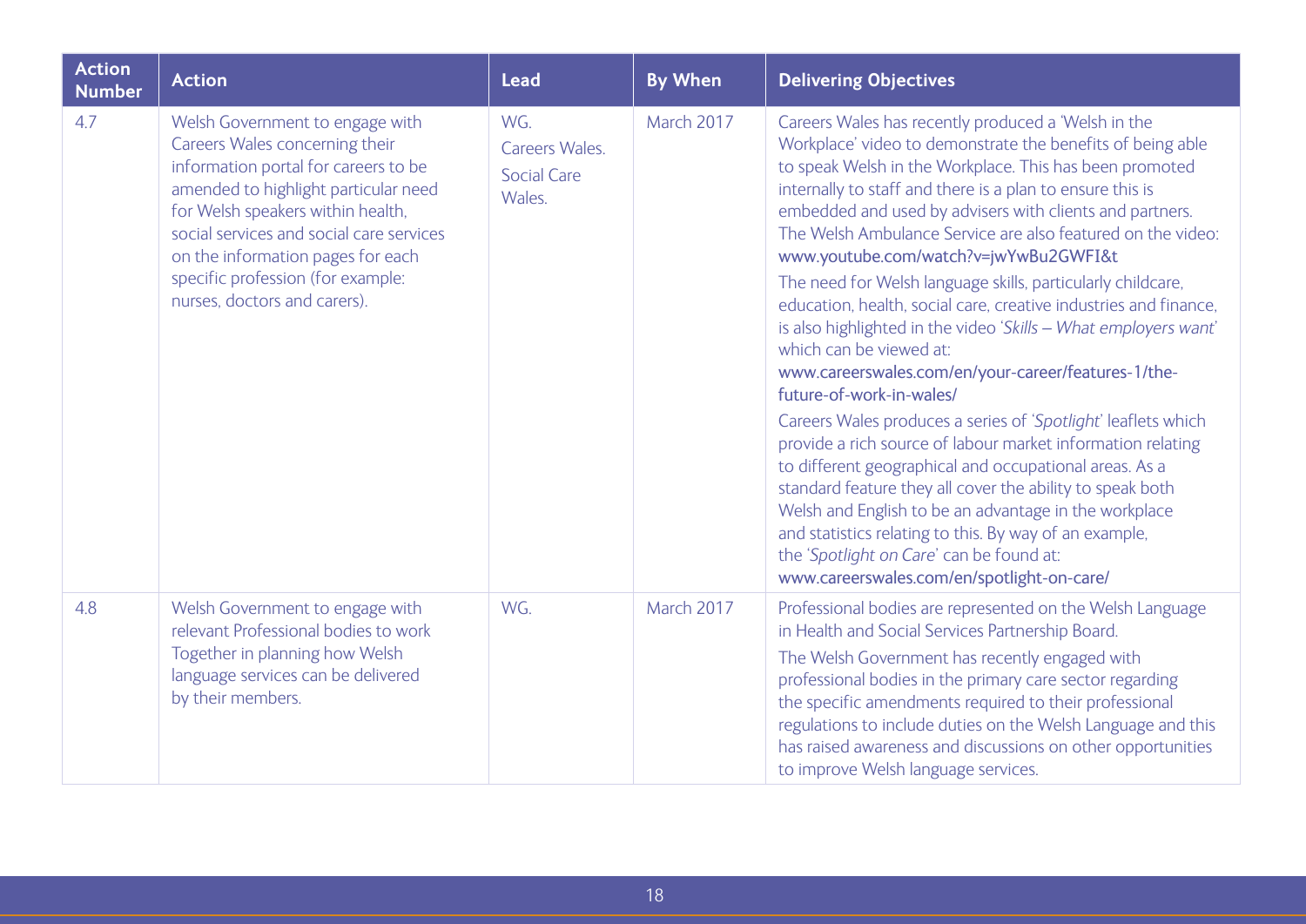| Action Number | Action | Lead | By When | Delivering Objectives |
|---|---|---|---|---|
| 4.7 | Welsh Government to engage with Careers Wales concerning their information portal for careers to be amended to highlight particular need for Welsh speakers within health, social services and social care services on the information pages for each specific profession (for example: nurses, doctors and carers). | WG. Careers Wales. Social Care Wales. | March 2017 | Careers Wales has recently produced a 'Welsh in the Workplace' video to demonstrate the benefits of being able to speak Welsh in the Workplace. This has been promoted internally to staff and there is a plan to ensure this is embedded and used by advisers with clients and partners. The Welsh Ambulance Service are also featured on the video: www.youtube.com/watch?v=jwYwBu2GWFI&t<br>The need for Welsh language skills, particularly childcare, education, health, social care, creative industries and finance, is also highlighted in the video '*Skills – What employers want*' which can be viewed at: www.careerswales.com/en/your-career/features-1/the-future-of-work-in-wales/<br>Careers Wales produces a series of '*Spotlight*' leaflets which provide a rich source of labour market information relating to different geographical and occupational areas. As a standard feature they all cover the ability to speak both Welsh and English to be an advantage in the workplace and statistics relating to this. By way of an example, the '*Spotlight on Care*' can be found at: www.careerswales.com/en/spotlight-on-care/ |
| 4.8 | Welsh Government to engage with relevant Professional bodies to work Together in planning how Welsh language services can be delivered by their members. | WG. | March 2017 | Professional bodies are represented on the Welsh Language in Health and Social Services Partnership Board.<br>The Welsh Government has recently engaged with professional bodies in the primary care sector regarding the specific amendments required to their professional regulations to include duties on the Welsh Language and this has raised awareness and discussions on other opportunities to improve Welsh language services. |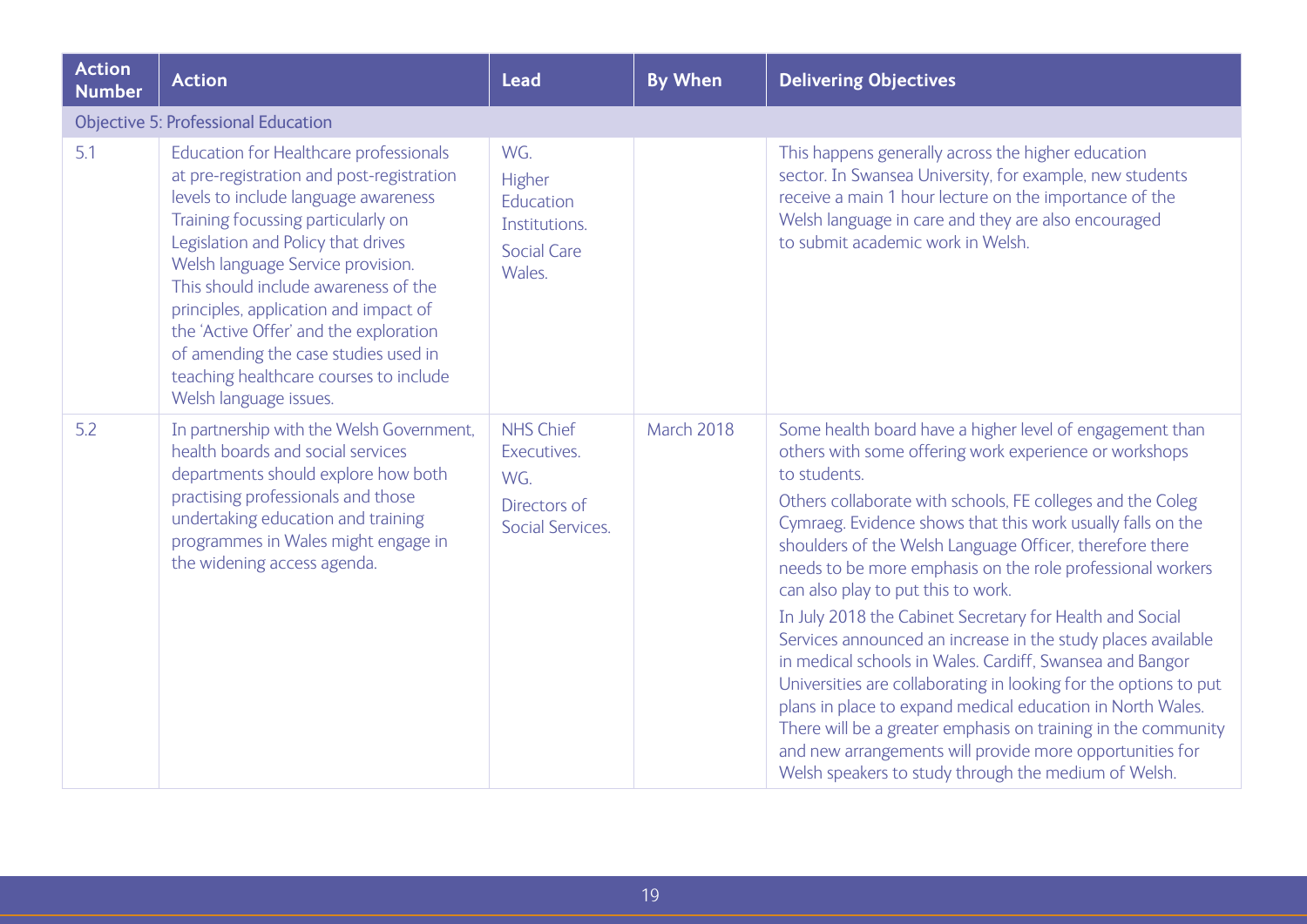| Action Number | Action | Lead | By When | Delivering Objectives |
|---|---|---|---|---|
| Objective 5: Professional Education | | | | |
| 5.1 | Education for Healthcare professionals at pre-registration and post-registration levels to include language awareness Training focussing particularly on Legislation and Policy that drives Welsh language Service provision. This should include awareness of the principles, application and impact of the 'Active Offer' and the exploration of amending the case studies used in teaching healthcare courses to include Welsh language issues. | WG. Higher Education Institutions. Social Care Wales. | | This happens generally across the higher education sector. In Swansea University, for example, new students receive a main 1 hour lecture on the importance of the Welsh language in care and they are also encouraged to submit academic work in Welsh. |
| 5.2 | In partnership with the Welsh Government, health boards and social services departments should explore how both practising professionals and those undertaking education and training programmes in Wales might engage in the widening access agenda. | NHS Chief Executives. WG. Directors of Social Services. | March 2018 | Some health board have a higher level of engagement than others with some offering work experience or workshops to students. Others collaborate with schools, FE colleges and the Coleg Cymraeg. Evidence shows that this work usually falls on the shoulders of the Welsh Language Officer, therefore there needs to be more emphasis on the role professional workers can also play to put this to work. In July 2018 the Cabinet Secretary for Health and Social Services announced an increase in the study places available in medical schools in Wales. Cardiff, Swansea and Bangor Universities are collaborating in looking for the options to put plans in place to expand medical education in North Wales. There will be a greater emphasis on training in the community and new arrangements will provide more opportunities for Welsh speakers to study through the medium of Welsh. |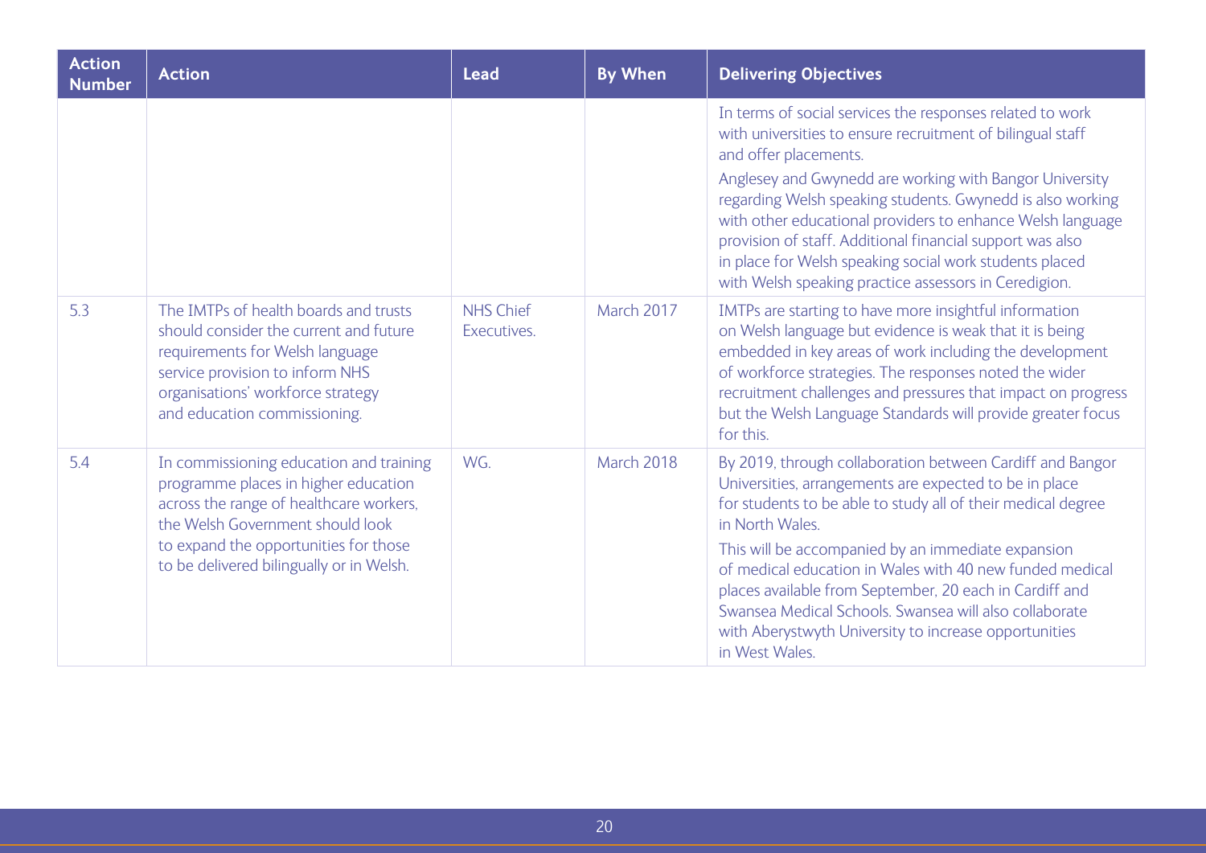| Action Number | Action | Lead | By When | Delivering Objectives |
|---|---|---|---|---|
| | | | | In terms of social services the responses related to work with universities to ensure recruitment of bilingual staff and offer placements. Anglesey and Gwynedd are working with Bangor University regarding Welsh speaking students. Gwynedd is also working with other educational providers to enhance Welsh language provision of staff. Additional financial support was also in place for Welsh speaking social work students placed with Welsh speaking practice assessors in Ceredigion. |
| 5.3 | The IMTPs of health boards and trusts should consider the current and future requirements for Welsh language service provision to inform NHS organisations' workforce strategy and education commissioning. | NHS Chief Executives. | March 2017 | IMTPs are starting to have more insightful information on Welsh language but evidence is weak that it is being embedded in key areas of work including the development of workforce strategies. The responses noted the wider recruitment challenges and pressures that impact on progress but the Welsh Language Standards will provide greater focus for this. |
| 5.4 | In commissioning education and training programme places in higher education across the range of healthcare workers, the Welsh Government should look to expand the opportunities for those to be delivered bilingually or in Welsh. | WG. | March 2018 | By 2019, through collaboration between Cardiff and Bangor Universities, arrangements are expected to be in place for students to be able to study all of their medical degree in North Wales. This will be accompanied by an immediate expansion of medical education in Wales with 40 new funded medical places available from September, 20 each in Cardiff and Swansea Medical Schools. Swansea will also collaborate with Aberystwyth University to increase opportunities in West Wales. |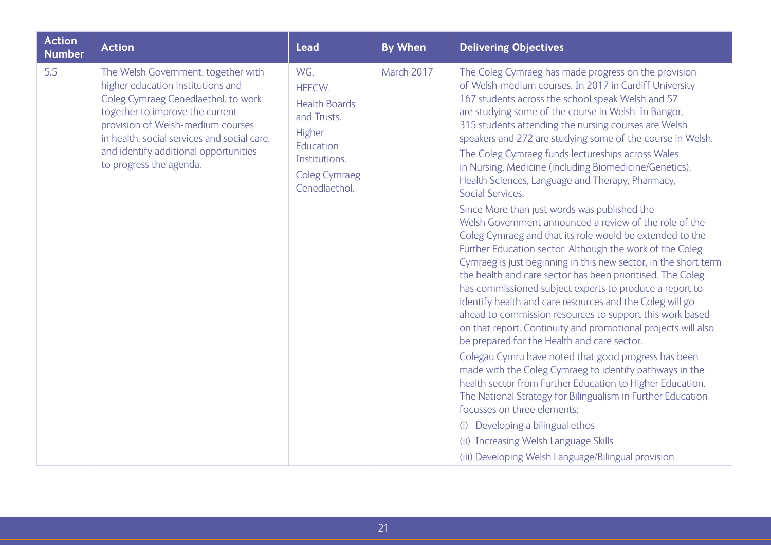| Action Number | Action | Lead | By When | Delivering Objectives |
|---|---|---|---|---|
| 5.5 | The Welsh Government, together with higher education institutions and Coleg Cymraeg Cenedlaethol, to work together to improve the current provision of Welsh-medium courses in health, social services and social care, and identify additional opportunities to progress the agenda. | WG.<br>HEFCW.<br>Health Boards and Trusts.<br>Higher Education Institutions.<br>Coleg Cymraeg Cenedlaethol. | March 2017 | The Coleg Cymraeg has made progress on the provision of Welsh-medium courses. In 2017 in Cardiff University 167 students across the school speak Welsh and 57 are studying some of the course in Welsh. In Bangor, 315 students attending the nursing courses are Welsh speakers and 272 are studying some of the course in Welsh.<br>The Coleg Cymraeg funds lectureships across Wales in Nursing, Medicine (including Biomedicine/Genetics), Health Sciences, Language and Therapy, Pharmacy, Social Services.<br>Since More than just words was published the Welsh Government announced a review of the role of the Coleg Cymraeg and that its role would be extended to the Further Education sector. Although the work of the Coleg Cymraeg is just beginning in this new sector, in the short term the health and care sector has been prioritised. The Coleg has commissioned subject experts to produce a report to identify health and care resources and the Coleg will go ahead to commission resources to support this work based on that report. Continuity and promotional projects will also be prepared for the Health and care sector.<br>Colegau Cymru have noted that good progress has been made with the Coleg Cymraeg to identify pathways in the health sector from Further Education to Higher Education. The National Strategy for Bilingualism in Further Education focusses on three elements:<br>(i) Developing a bilingual ethos<br>(ii) Increasing Welsh Language Skills<br>(iii) Developing Welsh Language/Bilingual provision. |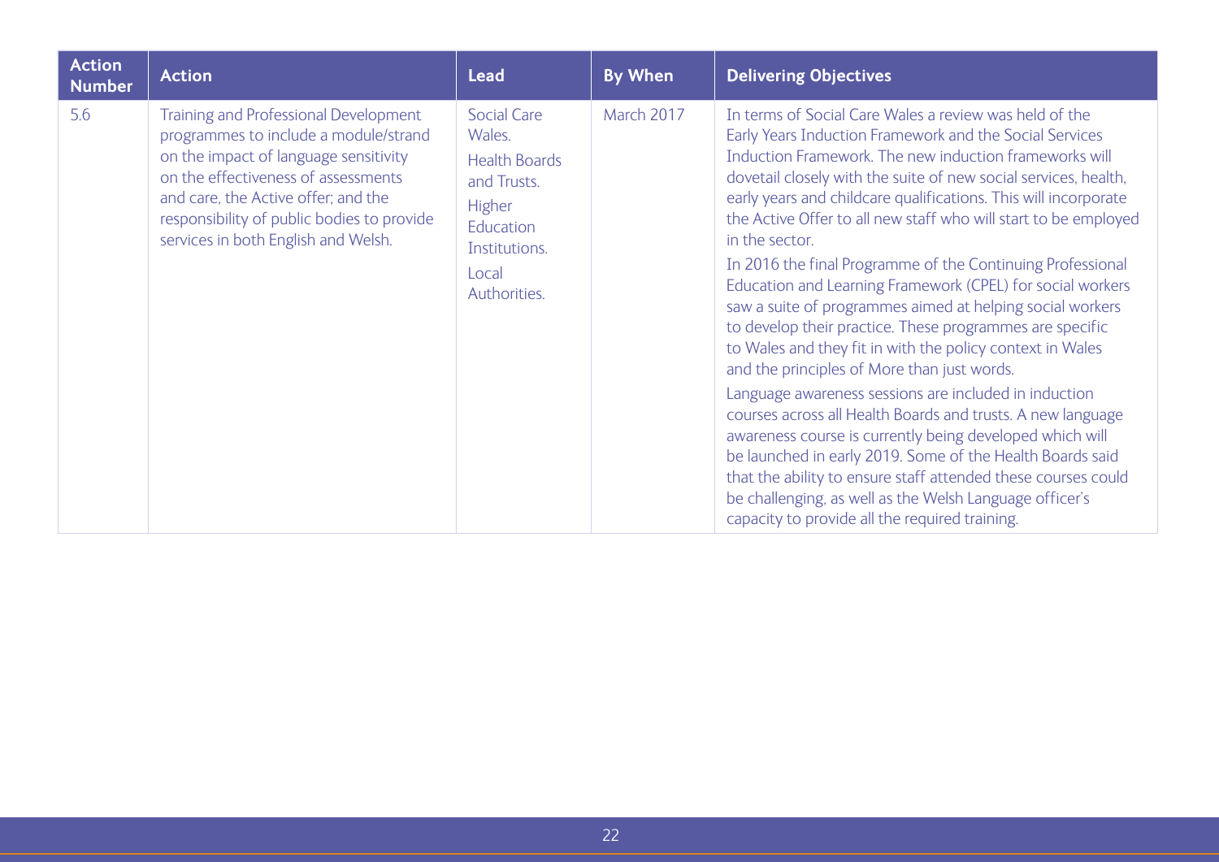| Action Number | Action | Lead | By When | Delivering Objectives |
|---|---|---|---|---|
| 5.6 | Training and Professional Development programmes to include a module/strand on the impact of language sensitivity on the effectiveness of assessments and care, the Active offer; and the responsibility of public bodies to provide services in both English and Welsh. | Social Care Wales.<br>Health Boards and Trusts.<br>Higher Education Institutions.<br>Local Authorities. | March 2017 | In terms of Social Care Wales a review was held of the Early Years Induction Framework and the Social Services Induction Framework. The new induction frameworks will dovetail closely with the suite of new social services, health, early years and childcare qualifications. This will incorporate the Active Offer to all new staff who will start to be employed in the sector.<br>In 2016 the final Programme of the Continuing Professional Education and Learning Framework (CPEL) for social workers saw a suite of programmes aimed at helping social workers to develop their practice. These programmes are specific to Wales and they fit in with the policy context in Wales and the principles of More than just words.<br>Language awareness sessions are included in induction courses across all Health Boards and trusts. A new language awareness course is currently being developed which will be launched in early 2019. Some of the Health Boards said that the ability to ensure staff attended these courses could be challenging, as well as the Welsh Language officer's capacity to provide all the required training. |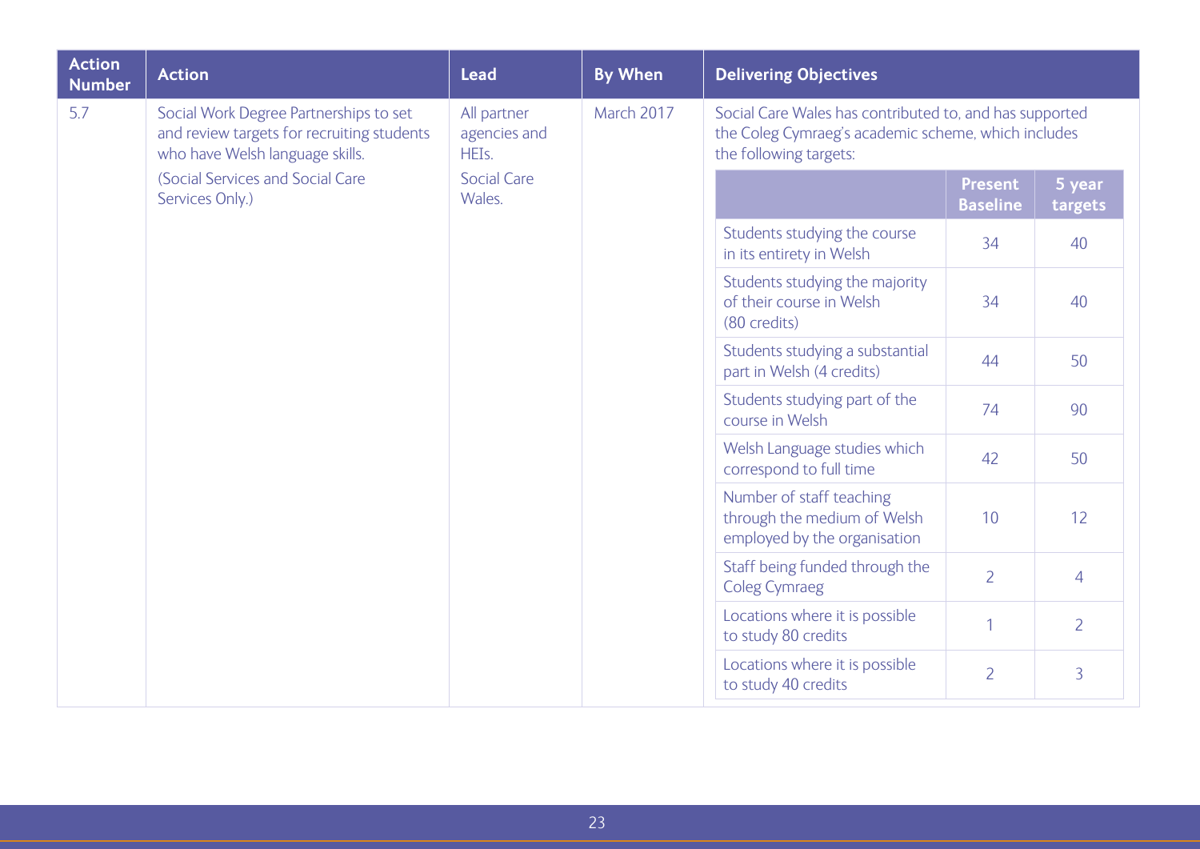| Action Number | Action | Lead | By When | Delivering Objectives |
|---|---|---|---|---|
| 5.7 | Social Work Degree Partnerships to set and review targets for recruiting students who have Welsh language skills.<br>(Social Services and Social Care Services Only.) | All partner agencies and HEIs.<br>Social Care Wales. | March 2017 | Social Care Wales has contributed to, and has supported the Coleg Cymraeg's academic scheme, which includes the following targets: |

| | Present Baseline | 5 year targets |
|---|---|---|
| Students studying the course in its entirety in Welsh | 34 | 40 |
| Students studying the majority of their course in Welsh (80 credits) | 34 | 40 |
| Students studying a substantial part in Welsh (4 credits) | 44 | 50 |
| Students studying part of the course in Welsh | 74 | 90 |
| Welsh Language studies which correspond to full time | 42 | 50 |
| Number of staff teaching through the medium of Welsh employed by the organisation | 10 | 12 |
| Staff being funded through the Coleg Cymraeg | 2 | 4 |
| Locations where it is possible to study 80 credits | 1 | 2 |
| Locations where it is possible to study 40 credits | 2 | 3 |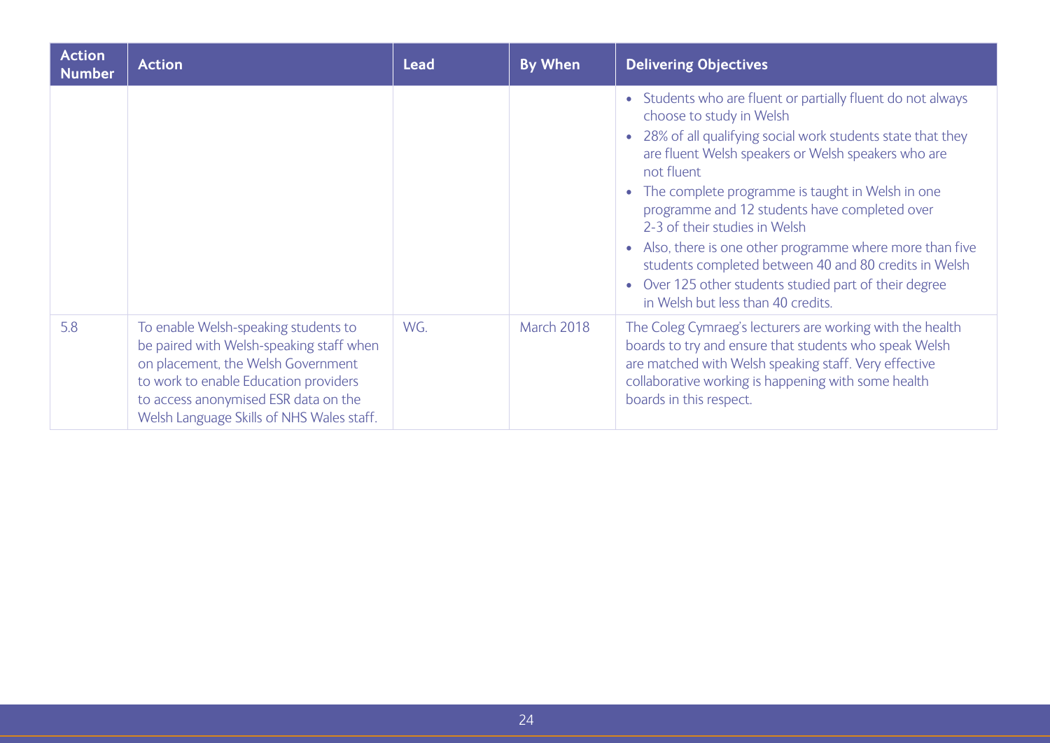| Action Number | Action | Lead | By When | Delivering Objectives |
|---|---|---|---|---|
| | | | | • Students who are fluent or partially fluent do not always choose to study in Welsh<br>• 28% of all qualifying social work students state that they are fluent Welsh speakers or Welsh speakers who are not fluent<br>• The complete programme is taught in Welsh in one programme and 12 students have completed over 2-3 of their studies in Welsh<br>• Also, there is one other programme where more than five students completed between 40 and 80 credits in Welsh<br>• Over 125 other students studied part of their degree in Welsh but less than 40 credits. |
| 5.8 | To enable Welsh-speaking students to be paired with Welsh-speaking staff when on placement, the Welsh Government to work to enable Education providers to access anonymised ESR data on the Welsh Language Skills of NHS Wales staff. | WG. | March 2018 | The Coleg Cymraeg's lecturers are working with the health boards to try and ensure that students who speak Welsh are matched with Welsh speaking staff. Very effective collaborative working is happening with some health boards in this respect. |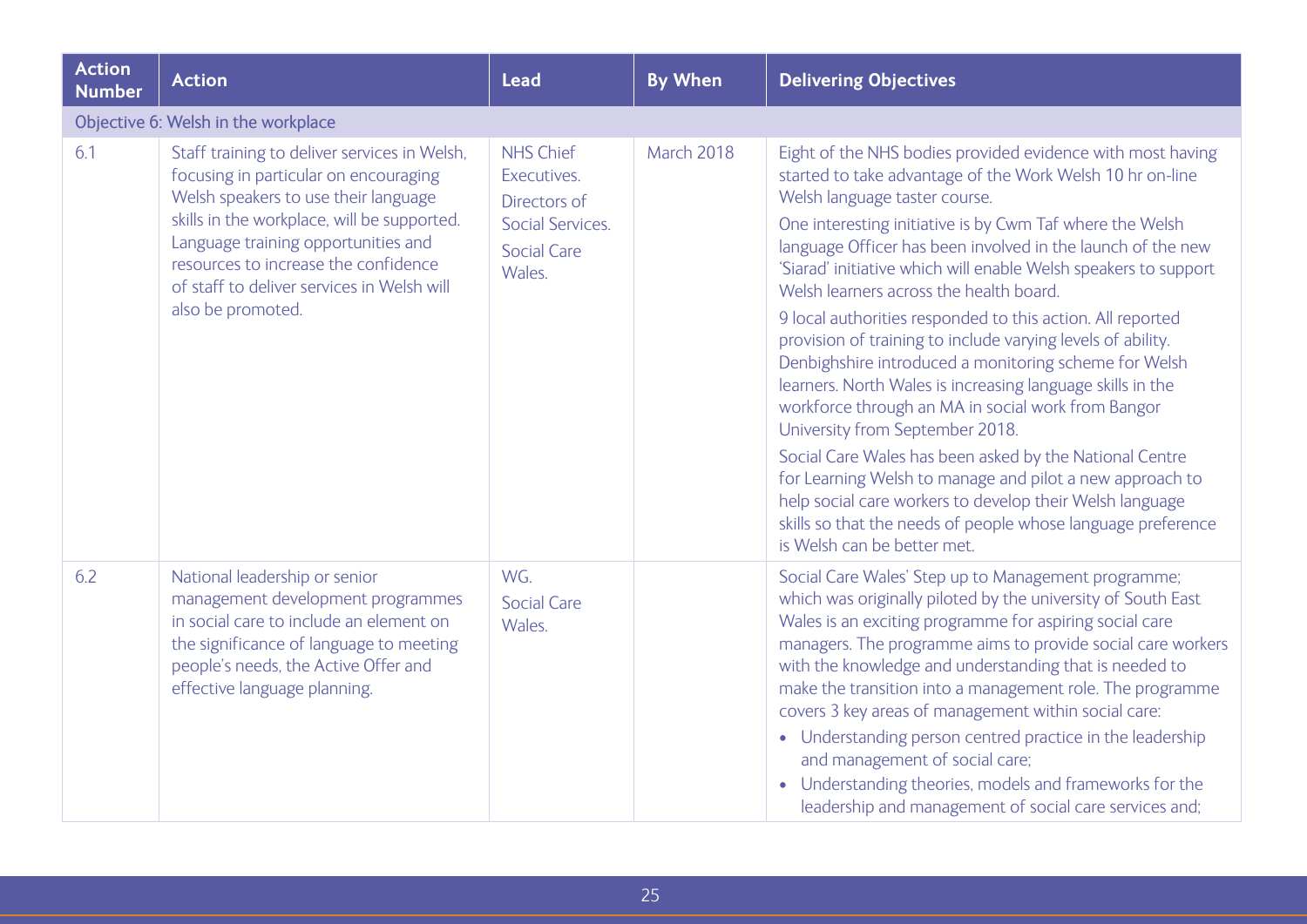| Action Number | Action | Lead | By When | Delivering Objectives |
|---|---|---|---|---|
| Objective 6: Welsh in the workplace | | | | |
| 6.1 | Staff training to deliver services in Welsh, focusing in particular on encouraging Welsh speakers to use their language skills in the workplace, will be supported. Language training opportunities and resources to increase the confidence of staff to deliver services in Welsh will also be promoted. | NHS Chief Executives.<br>Directors of Social Services.<br>Social Care Wales. | March 2018 | Eight of the NHS bodies provided evidence with most having started to take advantage of the Work Welsh 10 hr on-line Welsh language taster course.<br>One interesting initiative is by Cwm Taf where the Welsh language Officer has been involved in the launch of the new 'Siarad' initiative which will enable Welsh speakers to support Welsh learners across the health board.<br>9 local authorities responded to this action. All reported provision of training to include varying levels of ability. Denbighshire introduced a monitoring scheme for Welsh learners. North Wales is increasing language skills in the workforce through an MA in social work from Bangor University from September 2018.<br>Social Care Wales has been asked by the National Centre for Learning Welsh to manage and pilot a new approach to help social care workers to develop their Welsh language skills so that the needs of people whose language preference is Welsh can be better met. |
| 6.2 | National leadership or senior management development programmes in social care to include an element on the significance of language to meeting people's needs, the Active Offer and effective language planning. | WG.<br>Social Care Wales. | | Social Care Wales' Step up to Management programme; which was originally piloted by the university of South East Wales is an exciting programme for aspiring social care managers. The programme aims to provide social care workers with the knowledge and understanding that is needed to make the transition into a management role. The programme covers 3 key areas of management within social care:<br>• Understanding person centred practice in the leadership and management of social care;<br>• Understanding theories, models and frameworks for the leadership and management of social care services and; |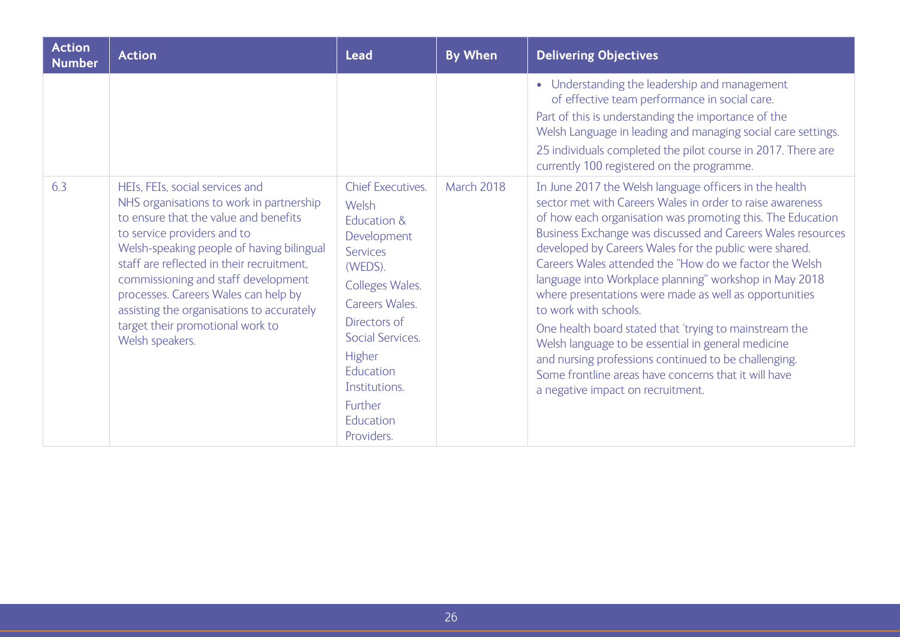| Action Number | Action | Lead | By When | Delivering Objectives |
|---|---|---|---|---|
| | | | | • Understanding the leadership and management of effective team performance in social care.<br>Part of this is understanding the importance of the Welsh Language in leading and managing social care settings.<br>25 individuals completed the pilot course in 2017. There are currently 100 registered on the programme. |
| 6.3 | HEIs, FEIs, social services and NHS organisations to work in partnership to ensure that the value and benefits to service providers and to Welsh-speaking people of having bilingual staff are reflected in their recruitment, commissioning and staff development processes. Careers Wales can help by assisting the organisations to accurately target their promotional work to Welsh speakers. | Chief Executives.<br>Welsh Education & Development Services (WEDS).<br>Colleges Wales.<br>Careers Wales.<br>Directors of Social Services.<br>Higher Education Institutions.<br>Further Education Providers. | March 2018 | In June 2017 the Welsh language officers in the health sector met with Careers Wales in order to raise awareness of how each organisation was promoting this. The Education Business Exchange was discussed and Careers Wales resources developed by Careers Wales for the public were shared. Careers Wales attended the "How do we factor the Welsh language into Workplace planning" workshop in May 2018 where presentations were made as well as opportunities to work with schools.<br>One health board stated that 'trying to mainstream the Welsh language to be essential in general medicine and nursing professions continued to be challenging. Some frontline areas have concerns that it will have a negative impact on recruitment. |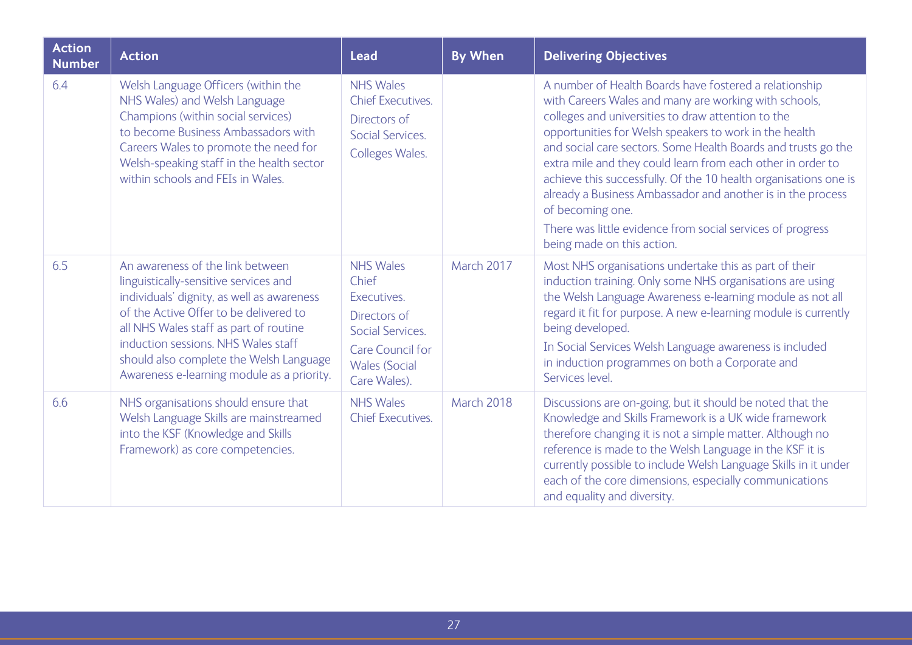| Action Number | Action | Lead | By When | Delivering Objectives |
|---|---|---|---|---|
| 6.4 | Welsh Language Officers (within the NHS Wales) and Welsh Language Champions (within social services) to become Business Ambassadors with Careers Wales to promote the need for Welsh-speaking staff in the health sector within schools and FEIs in Wales. | NHS Wales Chief Executives. Directors of Social Services. Colleges Wales. | | A number of Health Boards have fostered a relationship with Careers Wales and many are working with schools, colleges and universities to draw attention to the opportunities for Welsh speakers to work in the health and social care sectors. Some Health Boards and trusts go the extra mile and they could learn from each other in order to achieve this successfully. Of the 10 health organisations one is already a Business Ambassador and another is in the process of becoming one. There was little evidence from social services of progress being made on this action. |
| 6.5 | An awareness of the link between linguistically-sensitive services and individuals' dignity, as well as awareness of the Active Offer to be delivered to all NHS Wales staff as part of routine induction sessions. NHS Wales staff should also complete the Welsh Language Awareness e-learning module as a priority. | NHS Wales Chief Executives. Directors of Social Services. Care Council for Wales (Social Care Wales). | March 2017 | Most NHS organisations undertake this as part of their induction training. Only some NHS organisations are using the Welsh Language Awareness e-learning module as not all regard it fit for purpose. A new e-learning module is currently being developed. In Social Services Welsh Language awareness is included in induction programmes on both a Corporate and Services level. |
| 6.6 | NHS organisations should ensure that Welsh Language Skills are mainstreamed into the KSF (Knowledge and Skills Framework) as core competencies. | NHS Wales Chief Executives. | March 2018 | Discussions are on-going, but it should be noted that the Knowledge and Skills Framework is a UK wide framework therefore changing it is not a simple matter. Although no reference is made to the Welsh Language in the KSF it is currently possible to include Welsh Language Skills in it under each of the core dimensions, especially communications and equality and diversity. |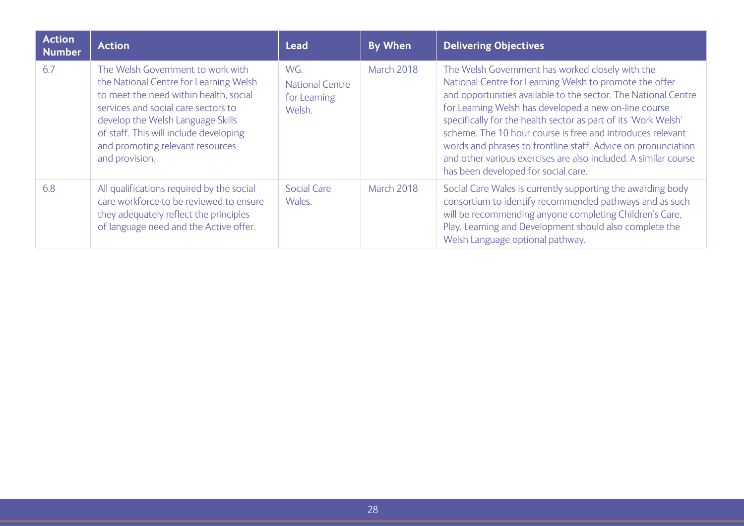| Action Number | Action | Lead | By When | Delivering Objectives |
|---|---|---|---|---|
| 6.7 | The Welsh Government to work with the National Centre for Learning Welsh to meet the need within health, social services and social care sectors to develop the Welsh Language Skills of staff. This will include developing and promoting relevant resources and provision. | WG. National Centre for Learning Welsh. | March 2018 | The Welsh Government has worked closely with the National Centre for Learning Welsh to promote the offer and opportunities available to the sector. The National Centre for Learning Welsh has developed a new on-line course specifically for the health sector as part of its 'Work Welsh' scheme. The 10 hour course is free and introduces relevant words and phrases to frontline staff. Advice on pronunciation and other various exercises are also included. A similar course has been developed for social care. |
| 6.8 | All qualifications required by the social care workforce to be reviewed to ensure they adequately reflect the principles of language need and the Active offer. | Social Care Wales. | March 2018 | Social Care Wales is currently supporting the awarding body consortium to identify recommended pathways and as such will be recommending anyone completing Children's Care, Play, Learning and Development should also complete the Welsh Language optional pathway. |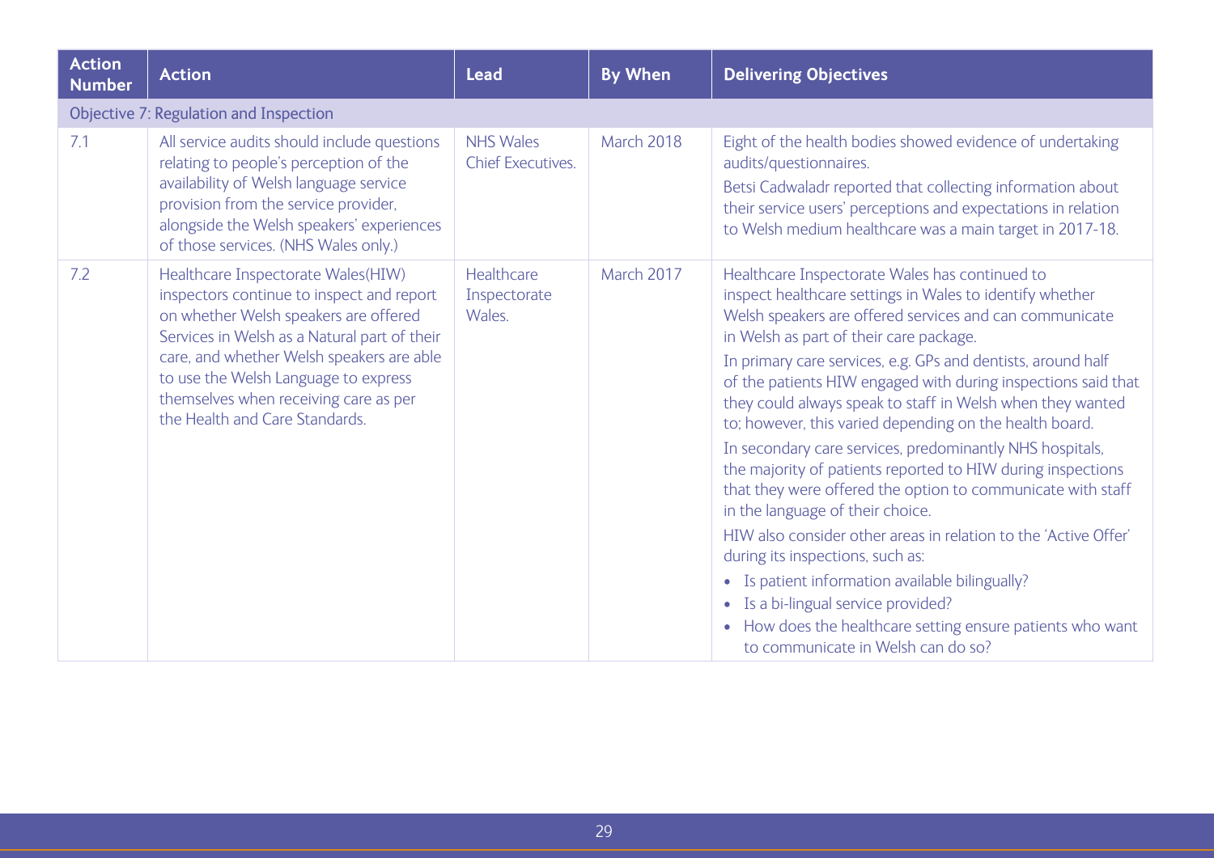| Action Number | Action | Lead | By When | Delivering Objectives |
|---|---|---|---|---|
| Objective 7: Regulation and Inspection | | | | |
| 7.1 | All service audits should include questions relating to people's perception of the availability of Welsh language service provision from the service provider, alongside the Welsh speakers' experiences of those services. (NHS Wales only.) | NHS Wales Chief Executives. | March 2018 | Eight of the health bodies showed evidence of undertaking audits/questionnaires.<br>Betsi Cadwaladr reported that collecting information about their service users' perceptions and expectations in relation to Welsh medium healthcare was a main target in 2017-18. |
| 7.2 | Healthcare Inspectorate Wales(HIW) inspectors continue to inspect and report on whether Welsh speakers are offered Services in Welsh as a Natural part of their care, and whether Welsh speakers are able to use the Welsh Language to express themselves when receiving care as per the Health and Care Standards. | Healthcare Inspectorate Wales. | March 2017 | Healthcare Inspectorate Wales has continued to inspect healthcare settings in Wales to identify whether Welsh speakers are offered services and can communicate in Welsh as part of their care package.<br>In primary care services, e.g. GPs and dentists, around half of the patients HIW engaged with during inspections said that they could always speak to staff in Welsh when they wanted to; however, this varied depending on the health board.<br>In secondary care services, predominantly NHS hospitals, the majority of patients reported to HIW during inspections that they were offered the option to communicate with staff in the language of their choice.<br>HIW also consider other areas in relation to the 'Active Offer' during its inspections, such as:<br>• Is patient information available bilingually?<br>• Is a bi-lingual service provided?<br>• How does the healthcare setting ensure patients who want to communicate in Welsh can do so? |